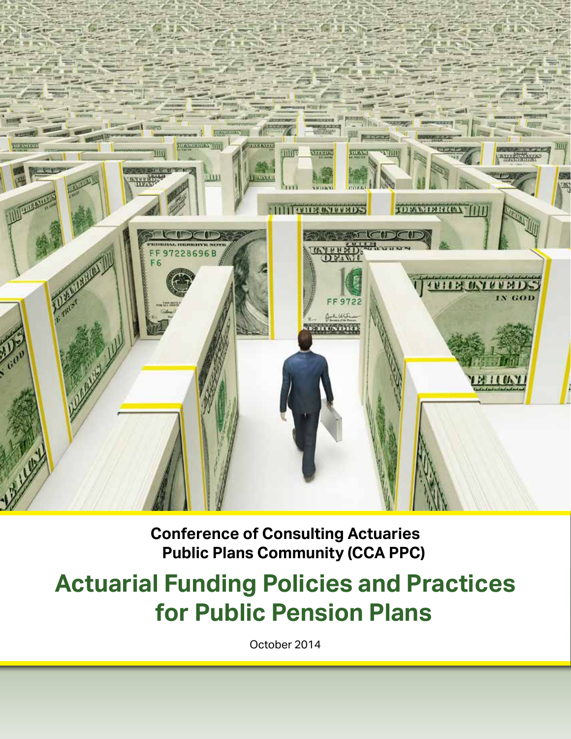**Conference of Consulting Actuaries Public Plans Community (CCA PPC)**

# Actuarial Funding Policies and Practices for Public Pension Plans

October 2014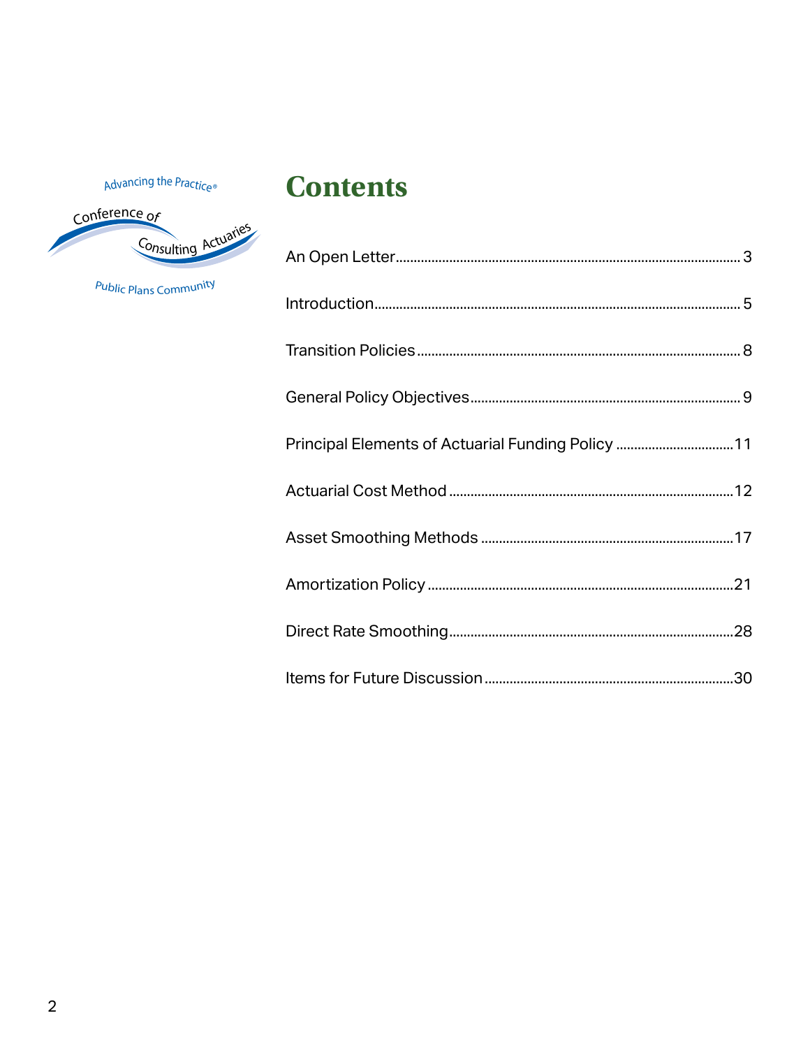Advancing the Practice®

Conference of Consulting Actuaries

Public Plans Community

# Contents

| Section | Page |
| --- | --- |
| An Open Letter | 3 |
| Introduction | 5 |
| Transition Policies | 8 |
| General Policy Objectives | 9 |
| Principal Elements of Actuarial Funding Policy | 11 |
| Actuarial Cost Method | 12 |
| Asset Smoothing Methods | 17 |
| Amortization Policy | 21 |
| Direct Rate Smoothing | 28 |
| Items for Future Discussion | 30 |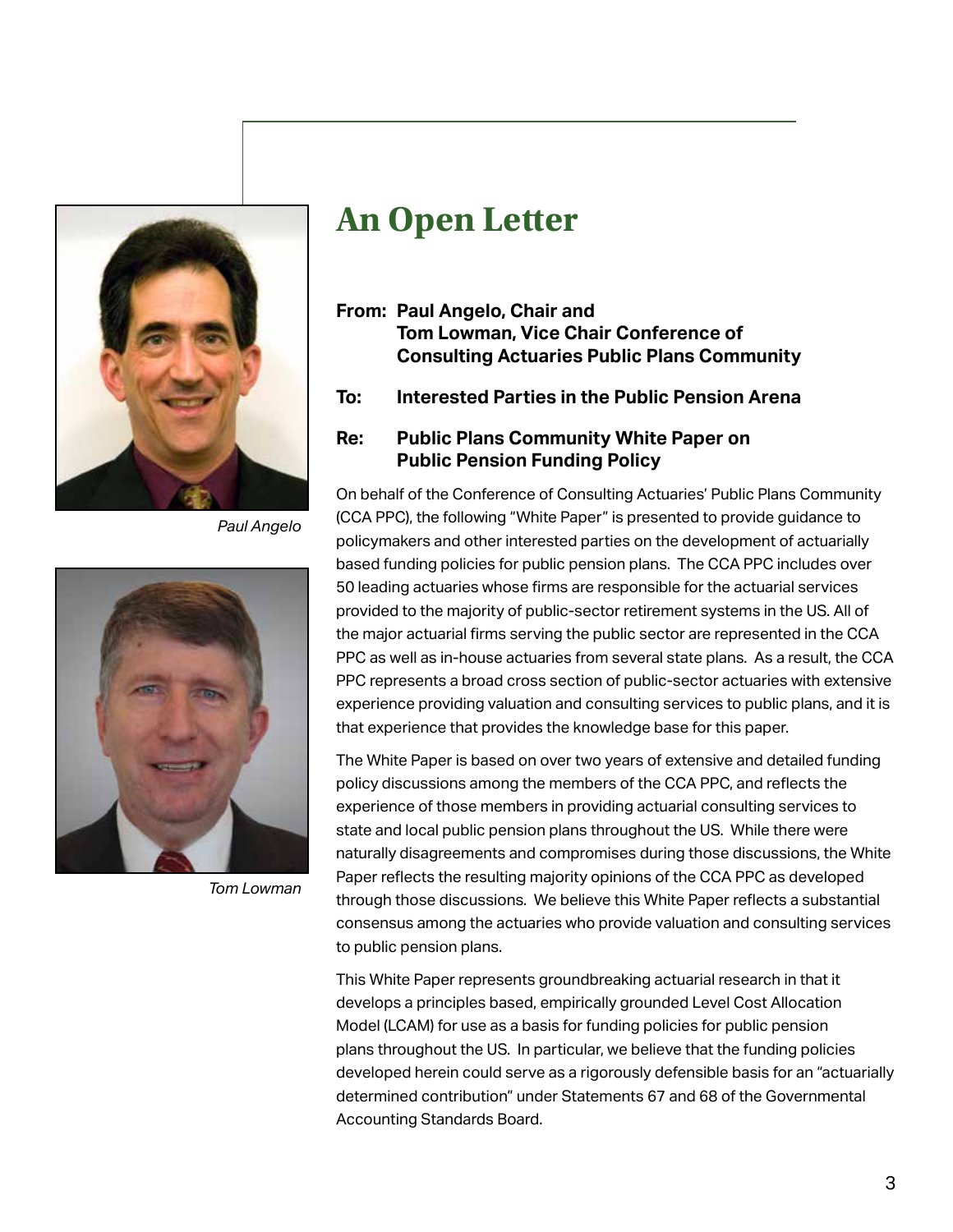# An Open Letter

Paul Angelo

Tom Lowman

**From: Paul Angelo, Chair and**
**Tom Lowman, Vice Chair Conference of Consulting Actuaries Public Plans Community**

**To: Interested Parties in the Public Pension Arena**

**Re: Public Plans Community White Paper on Public Pension Funding Policy**

On behalf of the Conference of Consulting Actuaries' Public Plans Community (CCA PPC), the following "White Paper" is presented to provide guidance to policymakers and other interested parties on the development of actuarially based funding policies for public pension plans. The CCA PPC includes over 50 leading actuaries whose firms are responsible for the actuarial services provided to the majority of public-sector retirement systems in the US. All of the major actuarial firms serving the public sector are represented in the CCA PPC as well as in-house actuaries from several state plans. As a result, the CCA PPC represents a broad cross section of public-sector actuaries with extensive experience providing valuation and consulting services to public plans, and it is that experience that provides the knowledge base for this paper.

The White Paper is based on over two years of extensive and detailed funding policy discussions among the members of the CCA PPC, and reflects the experience of those members in providing actuarial consulting services to state and local public pension plans throughout the US. While there were naturally disagreements and compromises during those discussions, the White Paper reflects the resulting majority opinions of the CCA PPC as developed through those discussions. We believe this White Paper reflects a substantial consensus among the actuaries who provide valuation and consulting services to public pension plans.

This White Paper represents groundbreaking actuarial research in that it develops a principles based, empirically grounded Level Cost Allocation Model (LCAM) for use as a basis for funding policies for public pension plans throughout the US. In particular, we believe that the funding policies developed herein could serve as a rigorously defensible basis for an "actuarially determined contribution" under Statements 67 and 68 of the Governmental Accounting Standards Board.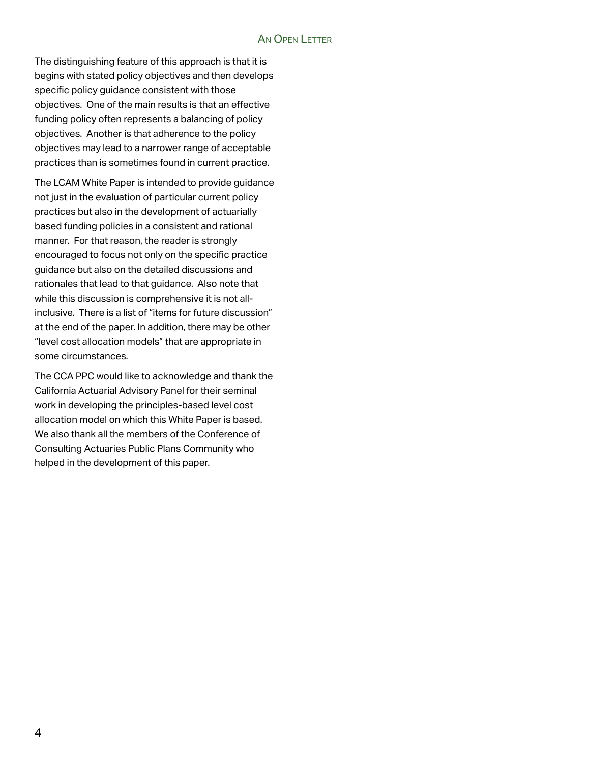The distinguishing feature of this approach is that it is begins with stated policy objectives and then develops specific policy guidance consistent with those objectives. One of the main results is that an effective funding policy often represents a balancing of policy objectives. Another is that adherence to the policy objectives may lead to a narrower range of acceptable practices than is sometimes found in current practice.

The LCAM White Paper is intended to provide guidance not just in the evaluation of particular current policy practices but also in the development of actuarially based funding policies in a consistent and rational manner. For that reason, the reader is strongly encouraged to focus not only on the specific practice guidance but also on the detailed discussions and rationales that lead to that guidance. Also note that while this discussion is comprehensive it is not all-inclusive. There is a list of "items for future discussion" at the end of the paper. In addition, there may be other "level cost allocation models" that are appropriate in some circumstances.

The CCA PPC would like to acknowledge and thank the California Actuarial Advisory Panel for their seminal work in developing the principles-based level cost allocation model on which this White Paper is based. We also thank all the members of the Conference of Consulting Actuaries Public Plans Community who helped in the development of this paper.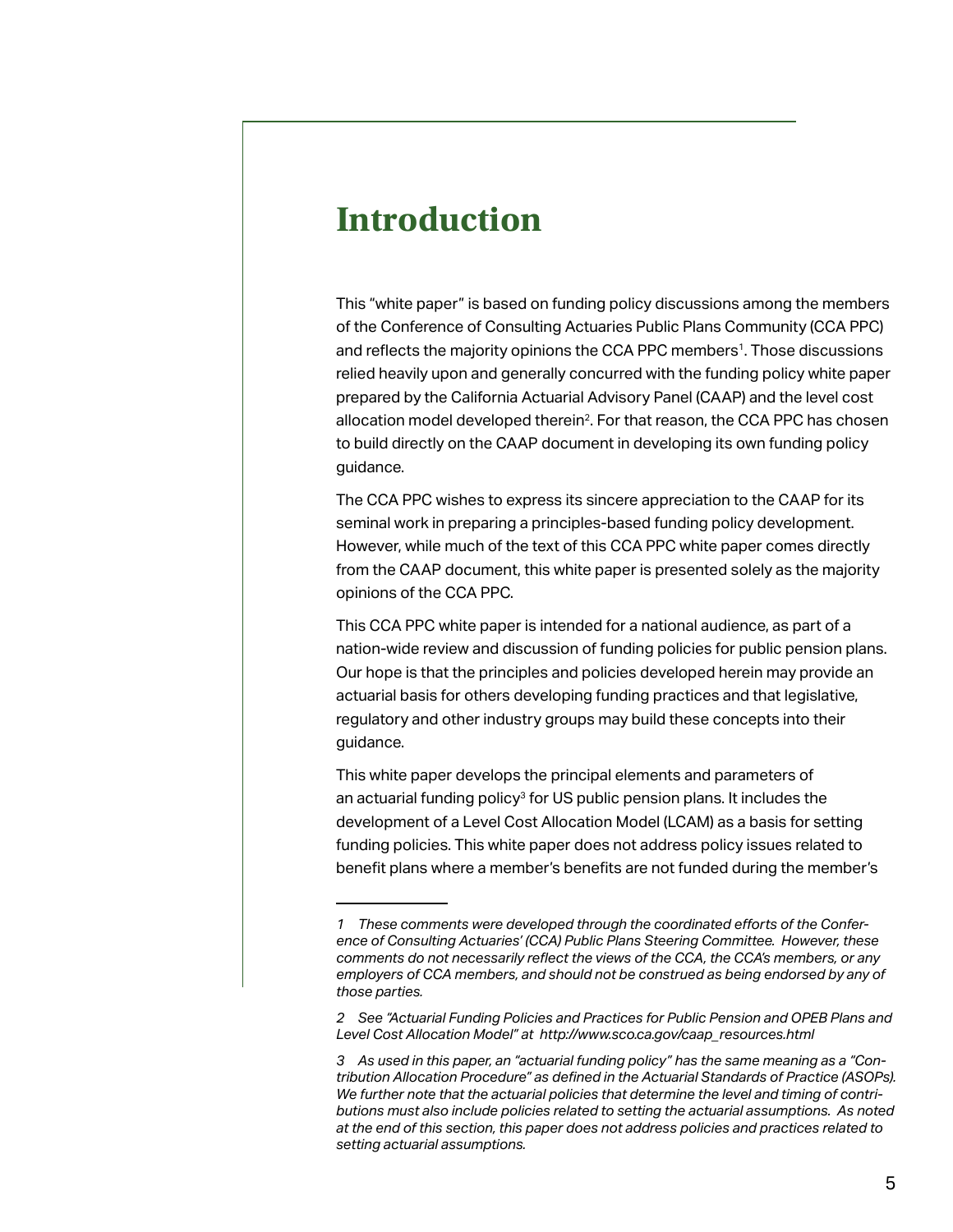# Introduction

This "white paper" is based on funding policy discussions among the members of the Conference of Consulting Actuaries Public Plans Community (CCA PPC) and reflects the majority opinions the CCA PPC members[1]. Those discussions relied heavily upon and generally concurred with the funding policy white paper prepared by the California Actuarial Advisory Panel (CAAP) and the level cost allocation model developed therein[2]. For that reason, the CCA PPC has chosen to build directly on the CAAP document in developing its own funding policy guidance.

The CCA PPC wishes to express its sincere appreciation to the CAAP for its seminal work in preparing a principles-based funding policy development. However, while much of the text of this CCA PPC white paper comes directly from the CAAP document, this white paper is presented solely as the majority opinions of the CCA PPC.

This CCA PPC white paper is intended for a national audience, as part of a nation-wide review and discussion of funding policies for public pension plans. Our hope is that the principles and policies developed herein may provide an actuarial basis for others developing funding practices and that legislative, regulatory and other industry groups may build these concepts into their guidance.

This white paper develops the principal elements and parameters of an actuarial funding policy[3] for US public pension plans. It includes the development of a Level Cost Allocation Model (LCAM) as a basis for setting funding policies. This white paper does not address policy issues related to benefit plans where a member's benefits are not funded during the member's

---

*1 These comments were developed through the coordinated efforts of the Conference of Consulting Actuaries' (CCA) Public Plans Steering Committee. However, these comments do not necessarily reflect the views of the CCA, the CCA's members, or any employers of CCA members, and should not be construed as being endorsed by any of those parties.*

*2 See "Actuarial Funding Policies and Practices for Public Pension and OPEB Plans and Level Cost Allocation Model" at http://www.sco.ca.gov/caap_resources.html*

*3 As used in this paper, an "actuarial funding policy" has the same meaning as a "Contribution Allocation Procedure" as defined in the Actuarial Standards of Practice (ASOPs). We further note that the actuarial policies that determine the level and timing of contributions must also include policies related to setting the actuarial assumptions. As noted at the end of this section, this paper does not address policies and practices related to setting actuarial assumptions.*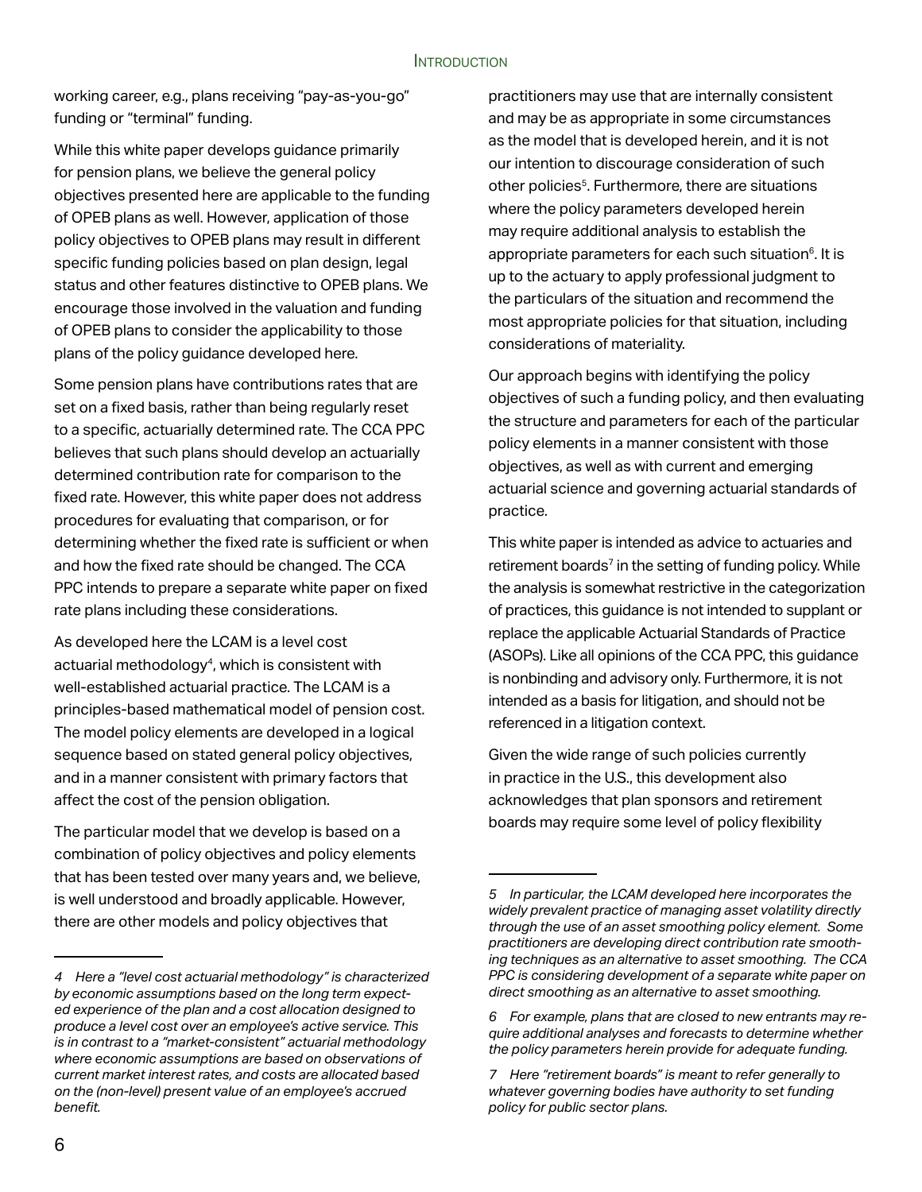working career, e.g., plans receiving "pay-as-you-go" funding or "terminal" funding.

While this white paper develops guidance primarily for pension plans, we believe the general policy objectives presented here are applicable to the funding of OPEB plans as well. However, application of those policy objectives to OPEB plans may result in different specific funding policies based on plan design, legal status and other features distinctive to OPEB plans. We encourage those involved in the valuation and funding of OPEB plans to consider the applicability to those plans of the policy guidance developed here.

Some pension plans have contributions rates that are set on a fixed basis, rather than being regularly reset to a specific, actuarially determined rate. The CCA PPC believes that such plans should develop an actuarially determined contribution rate for comparison to the fixed rate. However, this white paper does not address procedures for evaluating that comparison, or for determining whether the fixed rate is sufficient or when and how the fixed rate should be changed. The CCA PPC intends to prepare a separate white paper on fixed rate plans including these considerations.

As developed here the LCAM is a level cost actuarial methodology[4], which is consistent with well-established actuarial practice. The LCAM is a principles-based mathematical model of pension cost. The model policy elements are developed in a logical sequence based on stated general policy objectives, and in a manner consistent with primary factors that affect the cost of the pension obligation.

The particular model that we develop is based on a combination of policy objectives and policy elements that has been tested over many years and, we believe, is well understood and broadly applicable. However, there are other models and policy objectives that practitioners may use that are internally consistent and may be as appropriate in some circumstances as the model that is developed herein, and it is not our intention to discourage consideration of such other policies[5]. Furthermore, there are situations where the policy parameters developed herein may require additional analysis to establish the appropriate parameters for each such situation[6]. It is up to the actuary to apply professional judgment to the particulars of the situation and recommend the most appropriate policies for that situation, including considerations of materiality.

Our approach begins with identifying the policy objectives of such a funding policy, and then evaluating the structure and parameters for each of the particular policy elements in a manner consistent with those objectives, as well as with current and emerging actuarial science and governing actuarial standards of practice.

This white paper is intended as advice to actuaries and retirement boards[7] in the setting of funding policy. While the analysis is somewhat restrictive in the categorization of practices, this guidance is not intended to supplant or replace the applicable Actuarial Standards of Practice (ASOPs). Like all opinions of the CCA PPC, this guidance is nonbinding and advisory only. Furthermore, it is not intended as a basis for litigation, and should not be referenced in a litigation context.

Given the wide range of such policies currently in practice in the U.S., this development also acknowledges that plan sponsors and retirement boards may require some level of policy flexibility

---

*4 Here a "level cost actuarial methodology" is characterized by economic assumptions based on the long term expected experience of the plan and a cost allocation designed to produce a level cost over an employee's active service. This is in contrast to a "market-consistent" actuarial methodology where economic assumptions are based on observations of current market interest rates, and costs are allocated based on the (non-level) present value of an employee's accrued benefit.*

*5 In particular, the LCAM developed here incorporates the widely prevalent practice of managing asset volatility directly through the use of an asset smoothing policy element. Some practitioners are developing direct contribution rate smoothing techniques as an alternative to asset smoothing. The CCA PPC is considering development of a separate white paper on direct smoothing as an alternative to asset smoothing.*

*6 For example, plans that are closed to new entrants may require additional analyses and forecasts to determine whether the policy parameters herein provide for adequate funding.*

*7 Here "retirement boards" is meant to refer generally to whatever governing bodies have authority to set funding policy for public sector plans.*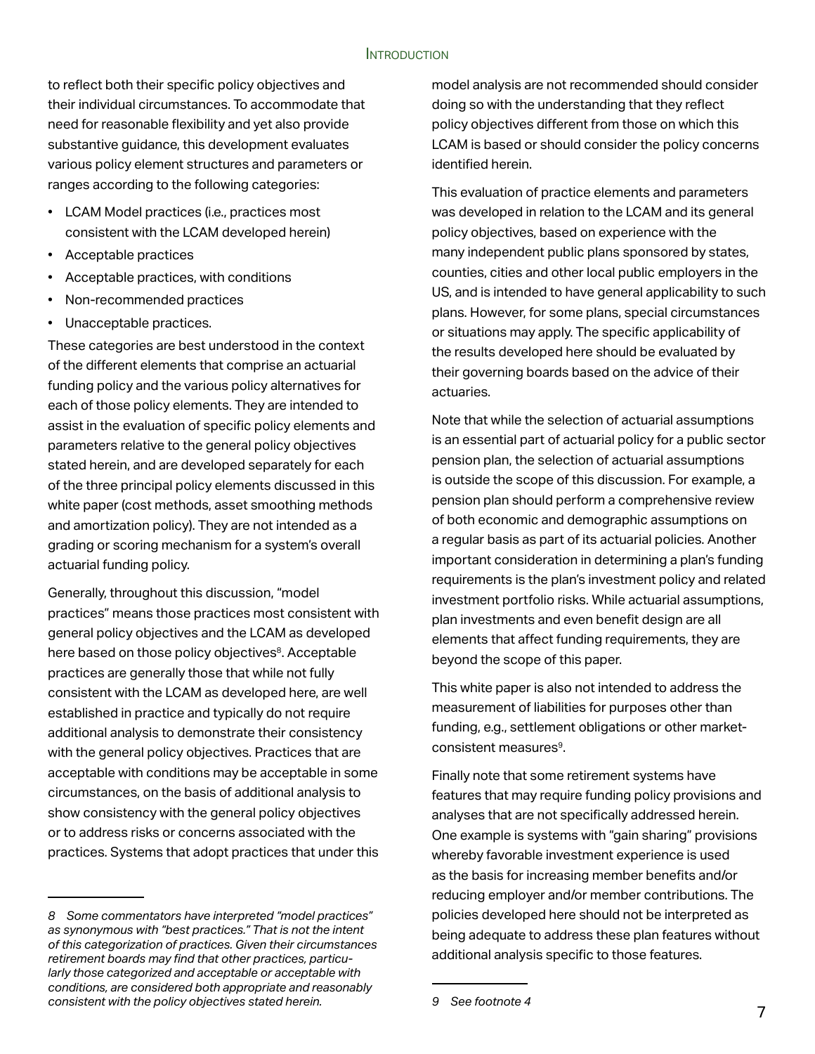to reflect both their specific policy objectives and their individual circumstances. To accommodate that need for reasonable flexibility and yet also provide substantive guidance, this development evaluates various policy element structures and parameters or ranges according to the following categories:

- LCAM Model practices (i.e., practices most consistent with the LCAM developed herein)
- Acceptable practices
- Acceptable practices, with conditions
- Non-recommended practices
- Unacceptable practices.

These categories are best understood in the context of the different elements that comprise an actuarial funding policy and the various policy alternatives for each of those policy elements. They are intended to assist in the evaluation of specific policy elements and parameters relative to the general policy objectives stated herein, and are developed separately for each of the three principal policy elements discussed in this white paper (cost methods, asset smoothing methods and amortization policy). They are not intended as a grading or scoring mechanism for a system's overall actuarial funding policy.

Generally, throughout this discussion, "model practices" means those practices most consistent with general policy objectives and the LCAM as developed here based on those policy objectives[8]. Acceptable practices are generally those that while not fully consistent with the LCAM as developed here, are well established in practice and typically do not require additional analysis to demonstrate their consistency with the general policy objectives. Practices that are acceptable with conditions may be acceptable in some circumstances, on the basis of additional analysis to show consistency with the general policy objectives or to address risks or concerns associated with the practices. Systems that adopt practices that under this model analysis are not recommended should consider doing so with the understanding that they reflect policy objectives different from those on which this LCAM is based or should consider the policy concerns identified herein.

This evaluation of practice elements and parameters was developed in relation to the LCAM and its general policy objectives, based on experience with the many independent public plans sponsored by states, counties, cities and other local public employers in the US, and is intended to have general applicability to such plans. However, for some plans, special circumstances or situations may apply. The specific applicability of the results developed here should be evaluated by their governing boards based on the advice of their actuaries.

Note that while the selection of actuarial assumptions is an essential part of actuarial policy for a public sector pension plan, the selection of actuarial assumptions is outside the scope of this discussion. For example, a pension plan should perform a comprehensive review of both economic and demographic assumptions on a regular basis as part of its actuarial policies. Another important consideration in determining a plan's funding requirements is the plan's investment policy and related investment portfolio risks. While actuarial assumptions, plan investments and even benefit design are all elements that affect funding requirements, they are beyond the scope of this paper.

This white paper is also not intended to address the measurement of liabilities for purposes other than funding, e.g., settlement obligations or other market-consistent measures[9].

Finally note that some retirement systems have features that may require funding policy provisions and analyses that are not specifically addressed herein. One example is systems with "gain sharing" provisions whereby favorable investment experience is used as the basis for increasing member benefits and/or reducing employer and/or member contributions. The policies developed here should not be interpreted as being adequate to address these plan features without additional analysis specific to those features.

---

*8 Some commentators have interpreted "model practices" as synonymous with "best practices." That is not the intent of this categorization of practices. Given their circumstances retirement boards may find that other practices, particularly those categorized and acceptable or acceptable with conditions, are considered both appropriate and reasonably consistent with the policy objectives stated herein.*

*9 See footnote 4*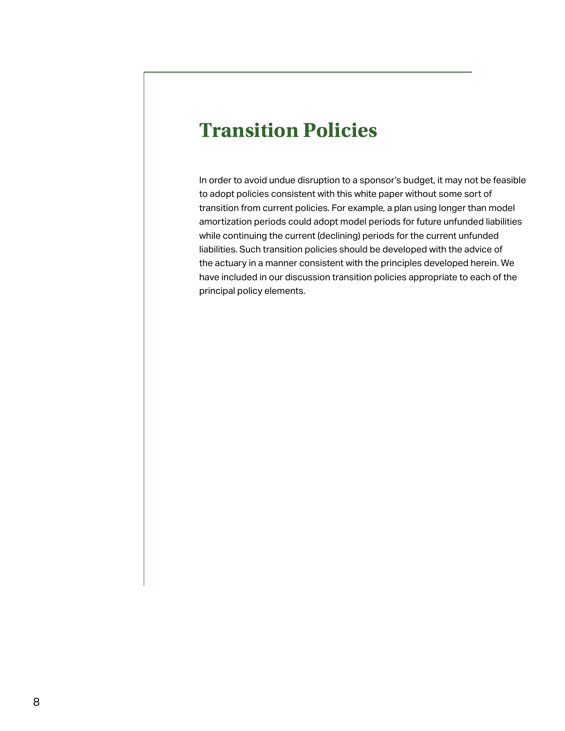# Transition Policies

In order to avoid undue disruption to a sponsor's budget, it may not be feasible to adopt policies consistent with this white paper without some sort of transition from current policies. For example, a plan using longer than model amortization periods could adopt model periods for future unfunded liabilities while continuing the current (declining) periods for the current unfunded liabilities. Such transition policies should be developed with the advice of the actuary in a manner consistent with the principles developed herein. We have included in our discussion transition policies appropriate to each of the principal policy elements.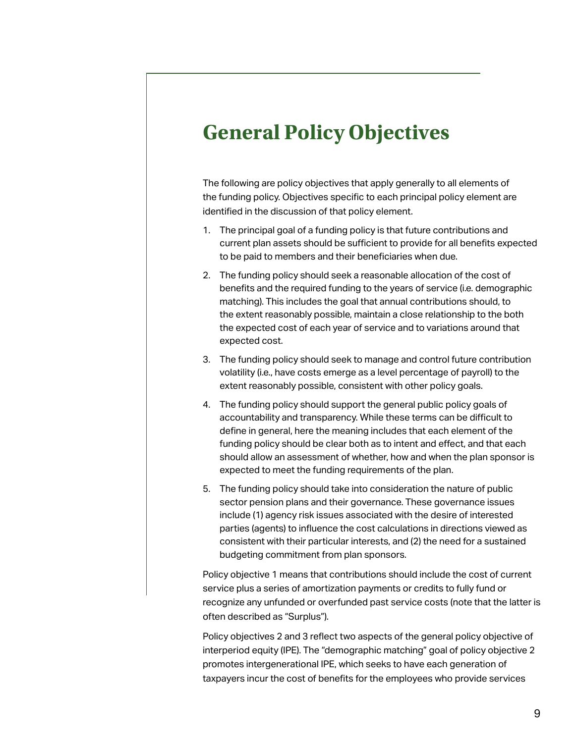# General Policy Objectives

The following are policy objectives that apply generally to all elements of the funding policy. Objectives specific to each principal policy element are identified in the discussion of that policy element.

1. The principal goal of a funding policy is that future contributions and current plan assets should be sufficient to provide for all benefits expected to be paid to members and their beneficiaries when due.
2. The funding policy should seek a reasonable allocation of the cost of benefits and the required funding to the years of service (i.e. demographic matching). This includes the goal that annual contributions should, to the extent reasonably possible, maintain a close relationship to the both the expected cost of each year of service and to variations around that expected cost.
3. The funding policy should seek to manage and control future contribution volatility (i.e., have costs emerge as a level percentage of payroll) to the extent reasonably possible, consistent with other policy goals.
4. The funding policy should support the general public policy goals of accountability and transparency. While these terms can be difficult to define in general, here the meaning includes that each element of the funding policy should be clear both as to intent and effect, and that each should allow an assessment of whether, how and when the plan sponsor is expected to meet the funding requirements of the plan.
5. The funding policy should take into consideration the nature of public sector pension plans and their governance. These governance issues include (1) agency risk issues associated with the desire of interested parties (agents) to influence the cost calculations in directions viewed as consistent with their particular interests, and (2) the need for a sustained budgeting commitment from plan sponsors.

Policy objective 1 means that contributions should include the cost of current service plus a series of amortization payments or credits to fully fund or recognize any unfunded or overfunded past service costs (note that the latter is often described as "Surplus").

Policy objectives 2 and 3 reflect two aspects of the general policy objective of interperiod equity (IPE). The "demographic matching" goal of policy objective 2 promotes intergenerational IPE, which seeks to have each generation of taxpayers incur the cost of benefits for the employees who provide services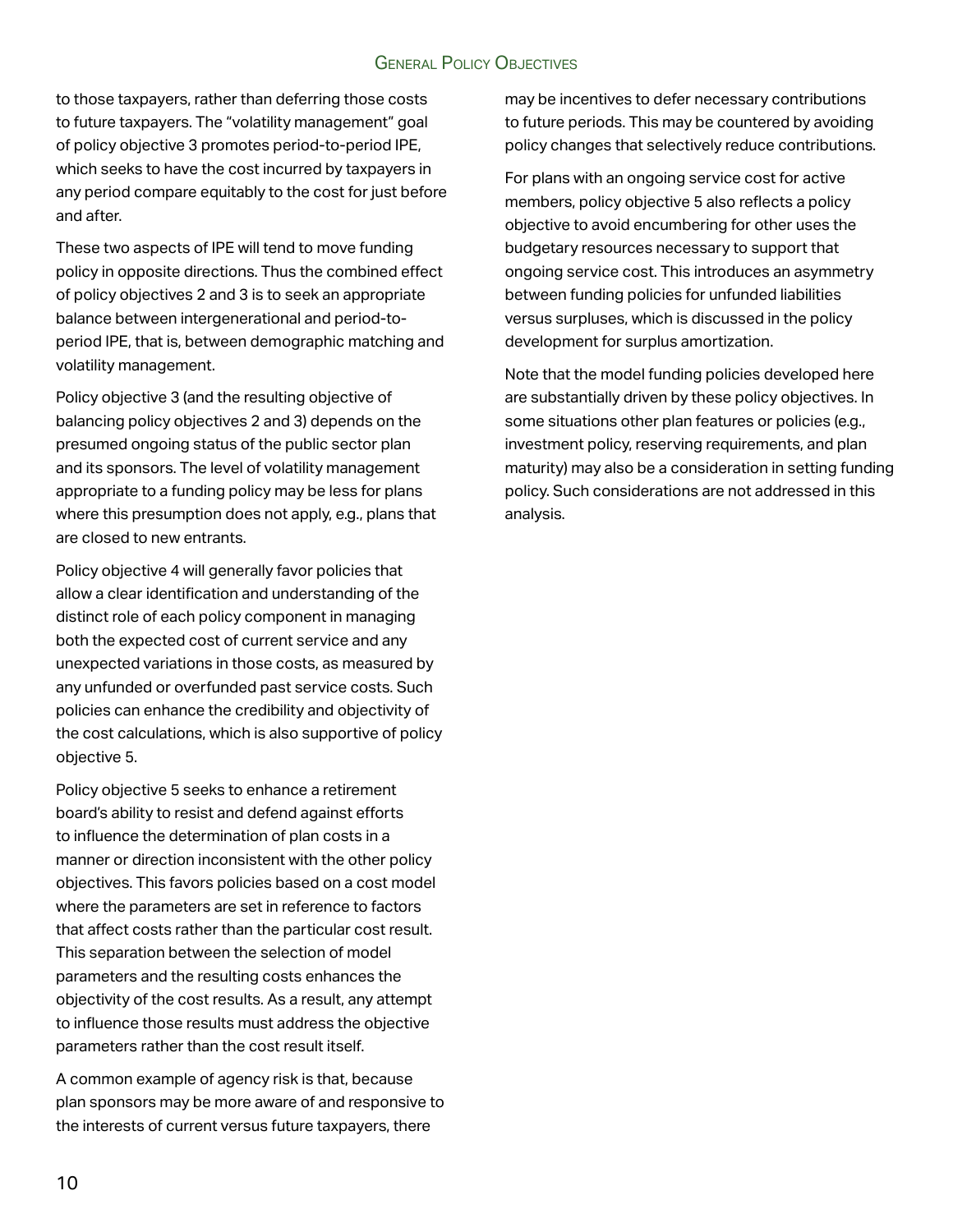to those taxpayers, rather than deferring those costs to future taxpayers. The "volatility management" goal of policy objective 3 promotes period-to-period IPE, which seeks to have the cost incurred by taxpayers in any period compare equitably to the cost for just before and after.

These two aspects of IPE will tend to move funding policy in opposite directions. Thus the combined effect of policy objectives 2 and 3 is to seek an appropriate balance between intergenerational and period-to-period IPE, that is, between demographic matching and volatility management.

Policy objective 3 (and the resulting objective of balancing policy objectives 2 and 3) depends on the presumed ongoing status of the public sector plan and its sponsors. The level of volatility management appropriate to a funding policy may be less for plans where this presumption does not apply, e.g., plans that are closed to new entrants.

Policy objective 4 will generally favor policies that allow a clear identification and understanding of the distinct role of each policy component in managing both the expected cost of current service and any unexpected variations in those costs, as measured by any unfunded or overfunded past service costs. Such policies can enhance the credibility and objectivity of the cost calculations, which is also supportive of policy objective 5.

Policy objective 5 seeks to enhance a retirement board's ability to resist and defend against efforts to influence the determination of plan costs in a manner or direction inconsistent with the other policy objectives. This favors policies based on a cost model where the parameters are set in reference to factors that affect costs rather than the particular cost result. This separation between the selection of model parameters and the resulting costs enhances the objectivity of the cost results. As a result, any attempt to influence those results must address the objective parameters rather than the cost result itself.

A common example of agency risk is that, because plan sponsors may be more aware of and responsive to the interests of current versus future taxpayers, there may be incentives to defer necessary contributions to future periods. This may be countered by avoiding policy changes that selectively reduce contributions.

For plans with an ongoing service cost for active members, policy objective 5 also reflects a policy objective to avoid encumbering for other uses the budgetary resources necessary to support that ongoing service cost. This introduces an asymmetry between funding policies for unfunded liabilities versus surpluses, which is discussed in the policy development for surplus amortization.

Note that the model funding policies developed here are substantially driven by these policy objectives. In some situations other plan features or policies (e.g., investment policy, reserving requirements, and plan maturity) may also be a consideration in setting funding policy. Such considerations are not addressed in this analysis.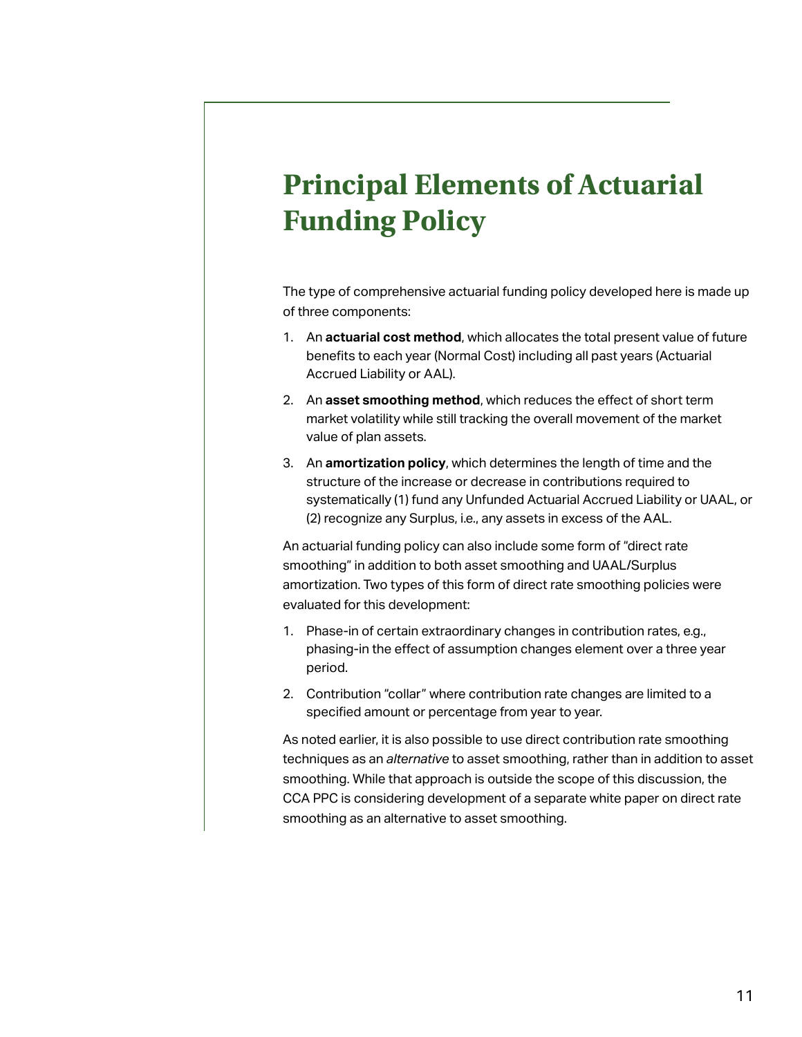# Principal Elements of Actuarial Funding Policy

The type of comprehensive actuarial funding policy developed here is made up of three components:

1. An **actuarial cost method**, which allocates the total present value of future benefits to each year (Normal Cost) including all past years (Actuarial Accrued Liability or AAL).
2. An **asset smoothing method**, which reduces the effect of short term market volatility while still tracking the overall movement of the market value of plan assets.
3. An **amortization policy**, which determines the length of time and the structure of the increase or decrease in contributions required to systematically (1) fund any Unfunded Actuarial Accrued Liability or UAAL, or (2) recognize any Surplus, i.e., any assets in excess of the AAL.

An actuarial funding policy can also include some form of "direct rate smoothing" in addition to both asset smoothing and UAAL/Surplus amortization. Two types of this form of direct rate smoothing policies were evaluated for this development:

1. Phase-in of certain extraordinary changes in contribution rates, e.g., phasing-in the effect of assumption changes element over a three year period.
2. Contribution "collar" where contribution rate changes are limited to a specified amount or percentage from year to year.

As noted earlier, it is also possible to use direct contribution rate smoothing techniques as an *alternative* to asset smoothing, rather than in addition to asset smoothing. While that approach is outside the scope of this discussion, the CCA PPC is considering development of a separate white paper on direct rate smoothing as an alternative to asset smoothing.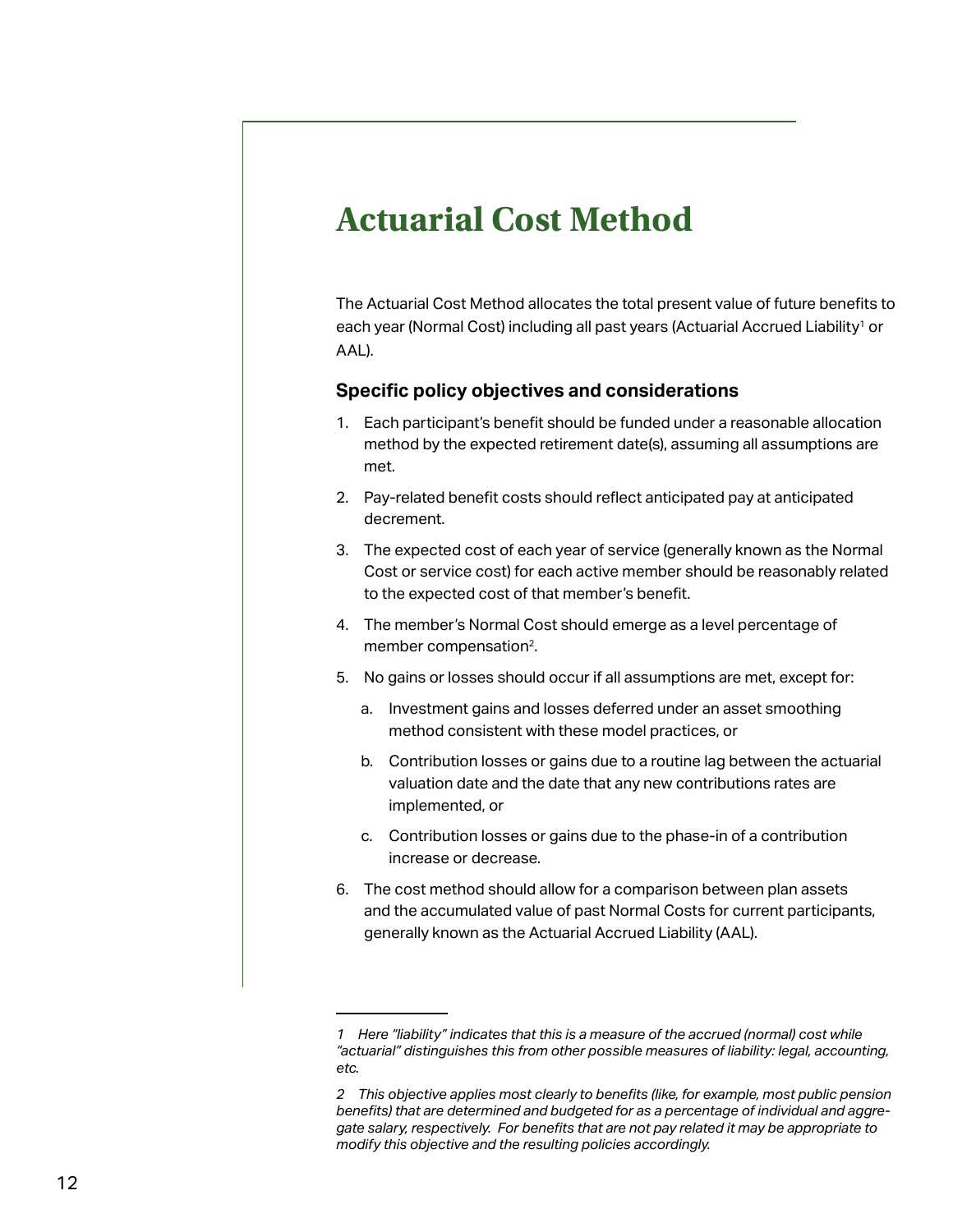# Actuarial Cost Method

The Actuarial Cost Method allocates the total present value of future benefits to each year (Normal Cost) including all past years (Actuarial Accrued Liability[1] or AAL).

### Specific policy objectives and considerations

1. Each participant's benefit should be funded under a reasonable allocation method by the expected retirement date(s), assuming all assumptions are met.
2. Pay-related benefit costs should reflect anticipated pay at anticipated decrement.
3. The expected cost of each year of service (generally known as the Normal Cost or service cost) for each active member should be reasonably related to the expected cost of that member's benefit.
4. The member's Normal Cost should emerge as a level percentage of member compensation[2].
5. No gains or losses should occur if all assumptions are met, except for:
   a. Investment gains and losses deferred under an asset smoothing method consistent with these model practices, or
   b. Contribution losses or gains due to a routine lag between the actuarial valuation date and the date that any new contributions rates are implemented, or
   c. Contribution losses or gains due to the phase-in of a contribution increase or decrease.
6. The cost method should allow for a comparison between plan assets and the accumulated value of past Normal Costs for current participants, generally known as the Actuarial Accrued Liability (AAL).

---

*1 Here "liability" indicates that this is a measure of the accrued (normal) cost while "actuarial" distinguishes this from other possible measures of liability: legal, accounting, etc.*

*2 This objective applies most clearly to benefits (like, for example, most public pension benefits) that are determined and budgeted for as a percentage of individual and aggregate salary, respectively. For benefits that are not pay related it may be appropriate to modify this objective and the resulting policies accordingly.*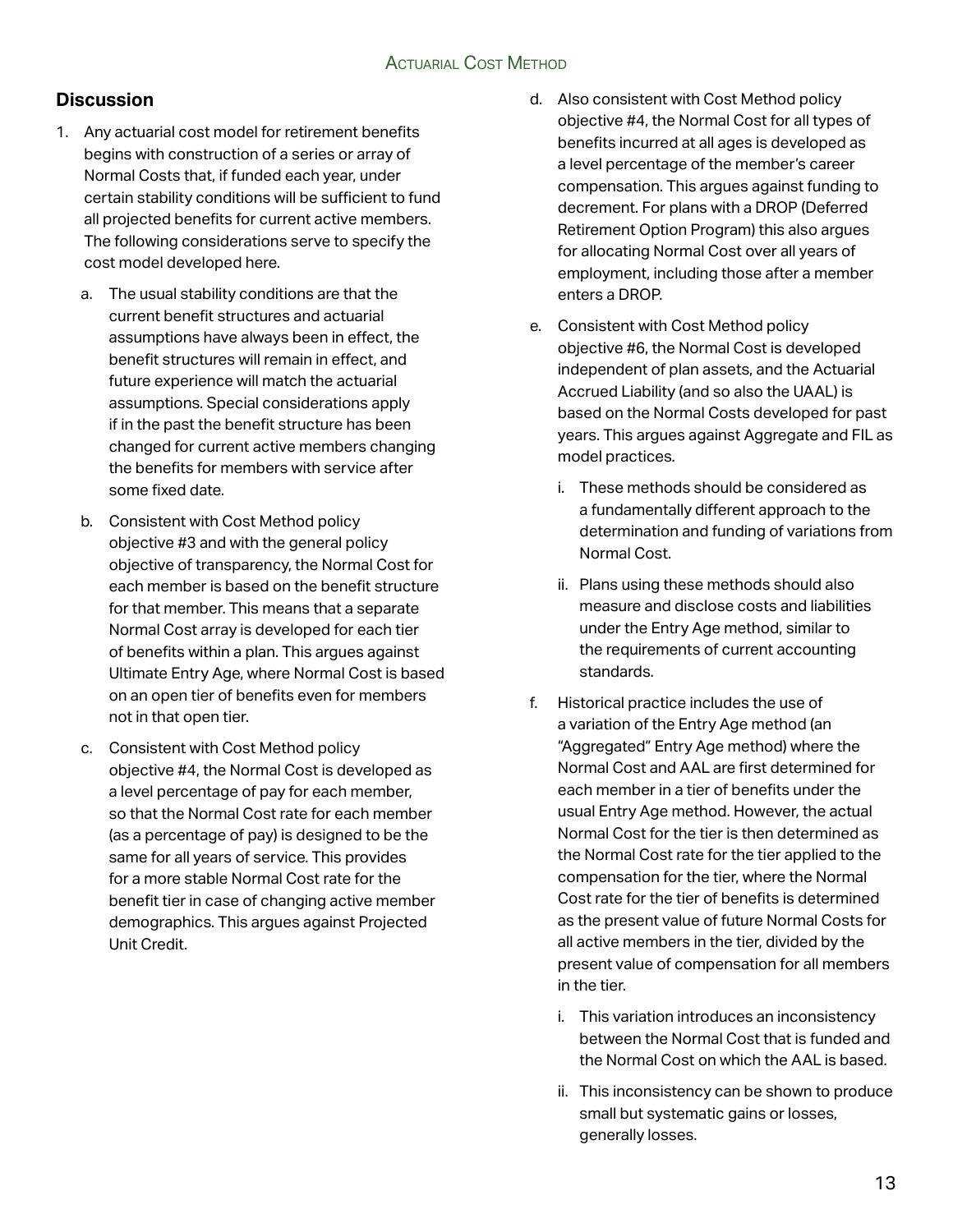## Discussion

1. Any actuarial cost model for retirement benefits begins with construction of a series or array of Normal Costs that, if funded each year, under certain stability conditions will be sufficient to fund all projected benefits for current active members. The following considerations serve to specify the cost model developed here.

   a. The usual stability conditions are that the current benefit structures and actuarial assumptions have always been in effect, the benefit structures will remain in effect, and future experience will match the actuarial assumptions. Special considerations apply if in the past the benefit structure has been changed for current active members changing the benefits for members with service after some fixed date.

   b. Consistent with Cost Method policy objective #3 and with the general policy objective of transparency, the Normal Cost for each member is based on the benefit structure for that member. This means that a separate Normal Cost array is developed for each tier of benefits within a plan. This argues against Ultimate Entry Age, where Normal Cost is based on an open tier of benefits even for members not in that open tier.

   c. Consistent with Cost Method policy objective #4, the Normal Cost is developed as a level percentage of pay for each member, so that the Normal Cost rate for each member (as a percentage of pay) is designed to be the same for all years of service. This provides for a more stable Normal Cost rate for the benefit tier in case of changing active member demographics. This argues against Projected Unit Credit.

   d. Also consistent with Cost Method policy objective #4, the Normal Cost for all types of benefits incurred at all ages is developed as a level percentage of the member's career compensation. This argues against funding to decrement. For plans with a DROP (Deferred Retirement Option Program) this also argues for allocating Normal Cost over all years of employment, including those after a member enters a DROP.

   e. Consistent with Cost Method policy objective #6, the Normal Cost is developed independent of plan assets, and the Actuarial Accrued Liability (and so also the UAAL) is based on the Normal Costs developed for past years. This argues against Aggregate and FIL as model practices.

      i. These methods should be considered as a fundamentally different approach to the determination and funding of variations from Normal Cost.

      ii. Plans using these methods should also measure and disclose costs and liabilities under the Entry Age method, similar to the requirements of current accounting standards.

   f. Historical practice includes the use of a variation of the Entry Age method (an "Aggregated" Entry Age method) where the Normal Cost and AAL are first determined for each member in a tier of benefits under the usual Entry Age method. However, the actual Normal Cost for the tier is then determined as the Normal Cost rate for the tier applied to the compensation for the tier, where the Normal Cost rate for the tier of benefits is determined as the present value of future Normal Costs for all active members in the tier, divided by the present value of compensation for all members in the tier.

      i. This variation introduces an inconsistency between the Normal Cost that is funded and the Normal Cost on which the AAL is based.

      ii. This inconsistency can be shown to produce small but systematic gains or losses, generally losses.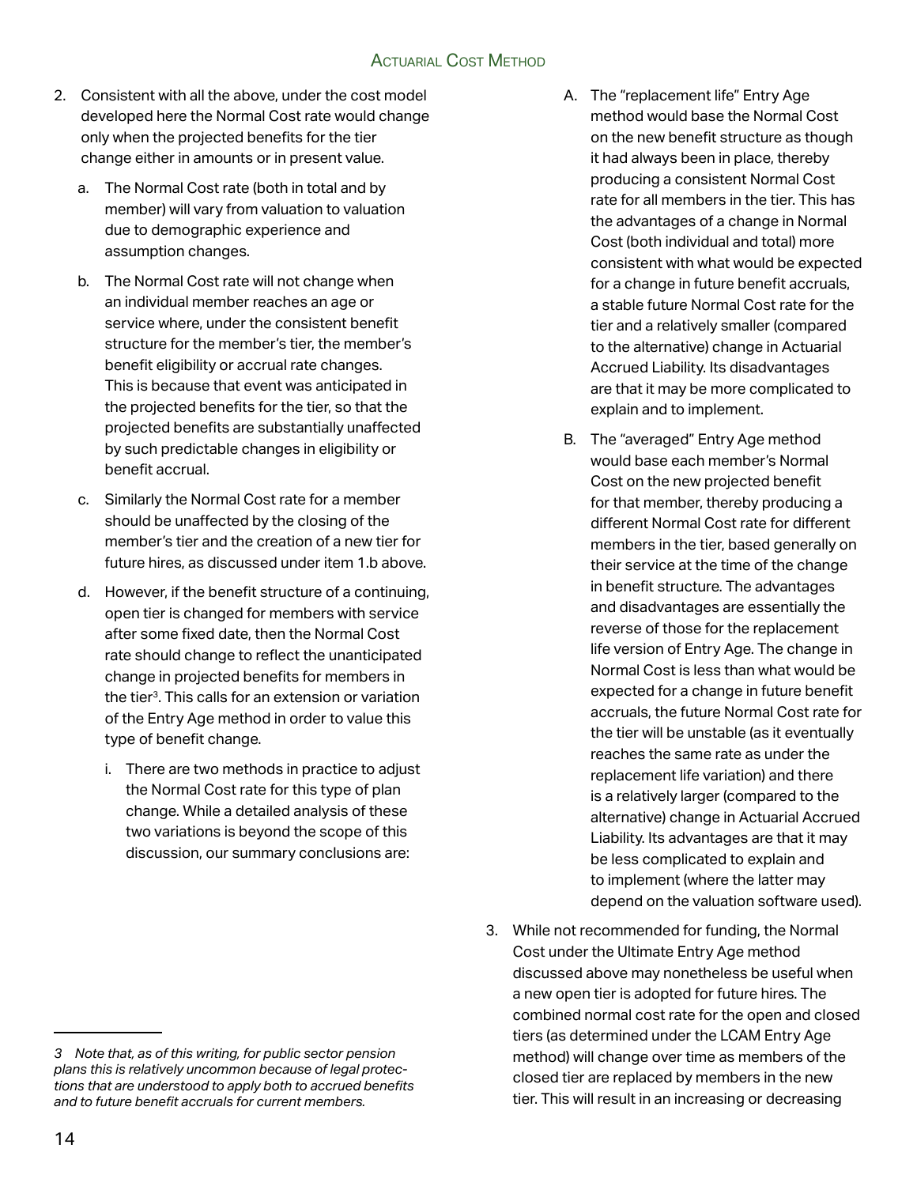2. Consistent with all the above, under the cost model developed here the Normal Cost rate would change only when the projected benefits for the tier change either in amounts or in present value.

   a. The Normal Cost rate (both in total and by member) will vary from valuation to valuation due to demographic experience and assumption changes.

   b. The Normal Cost rate will not change when an individual member reaches an age or service where, under the consistent benefit structure for the member's tier, the member's benefit eligibility or accrual rate changes. This is because that event was anticipated in the projected benefits for the tier, so that the projected benefits are substantially unaffected by such predictable changes in eligibility or benefit accrual.

   c. Similarly the Normal Cost rate for a member should be unaffected by the closing of the member's tier and the creation of a new tier for future hires, as discussed under item 1.b above.

   d. However, if the benefit structure of a continuing, open tier is changed for members with service after some fixed date, then the Normal Cost rate should change to reflect the unanticipated change in projected benefits for members in the tier[3]. This calls for an extension or variation of the Entry Age method in order to value this type of benefit change.

      i. There are two methods in practice to adjust the Normal Cost rate for this type of plan change. While a detailed analysis of these two variations is beyond the scope of this discussion, our summary conclusions are:

         A. The "replacement life" Entry Age method would base the Normal Cost on the new benefit structure as though it had always been in place, thereby producing a consistent Normal Cost rate for all members in the tier. This has the advantages of a change in Normal Cost (both individual and total) more consistent with what would be expected for a change in future benefit accruals, a stable future Normal Cost rate for the tier and a relatively smaller (compared to the alternative) change in Actuarial Accrued Liability. Its disadvantages are that it may be more complicated to explain and to implement.

         B. The "averaged" Entry Age method would base each member's Normal Cost on the new projected benefit for that member, thereby producing a different Normal Cost rate for different members in the tier, based generally on their service at the time of the change in benefit structure. The advantages and disadvantages are essentially the reverse of those for the replacement life version of Entry Age. The change in Normal Cost is less than what would be expected for a change in future benefit accruals, the future Normal Cost rate for the tier will be unstable (as it eventually reaches the same rate as under the replacement life variation) and there is a relatively larger (compared to the alternative) change in Actuarial Accrued Liability. Its advantages are that it may be less complicated to explain and to implement (where the latter may depend on the valuation software used).

3. While not recommended for funding, the Normal Cost under the Ultimate Entry Age method discussed above may nonetheless be useful when a new open tier is adopted for future hires. The combined normal cost rate for the open and closed tiers (as determined under the LCAM Entry Age method) will change over time as members of the closed tier are replaced by members in the new tier. This will result in an increasing or decreasing

---

*3 Note that, as of this writing, for public sector pension plans this is relatively uncommon because of legal protections that are understood to apply both to accrued benefits and to future benefit accruals for current members.*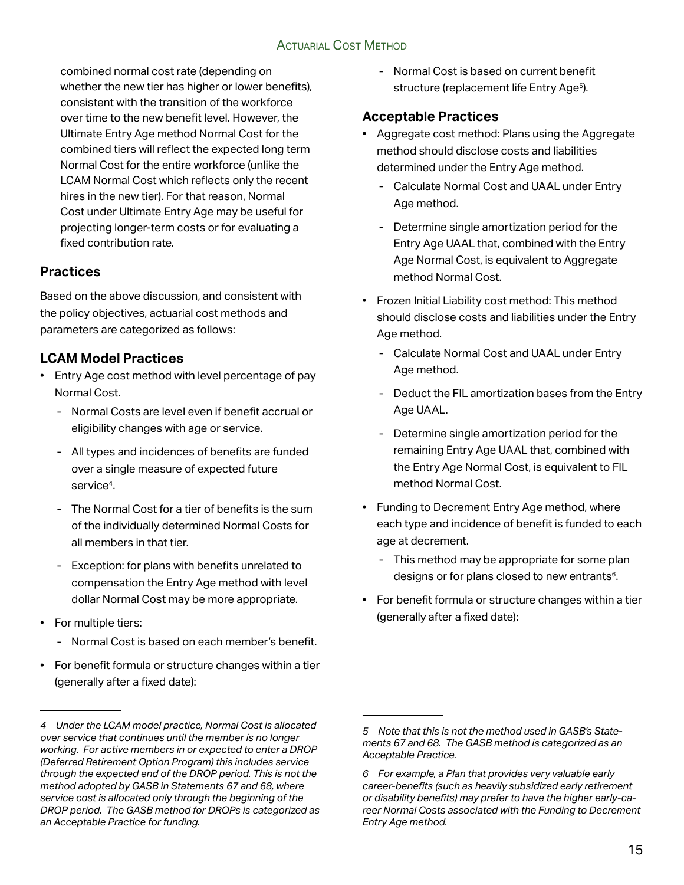combined normal cost rate (depending on whether the new tier has higher or lower benefits), consistent with the transition of the workforce over time to the new benefit level. However, the Ultimate Entry Age method Normal Cost for the combined tiers will reflect the expected long term Normal Cost for the entire workforce (unlike the LCAM Normal Cost which reflects only the recent hires in the new tier). For that reason, Normal Cost under Ultimate Entry Age may be useful for projecting longer-term costs or for evaluating a fixed contribution rate.

### Practices

Based on the above discussion, and consistent with the policy objectives, actuarial cost methods and parameters are categorized as follows:

### LCAM Model Practices

- Entry Age cost method with level percentage of pay Normal Cost.
  - Normal Costs are level even if benefit accrual or eligibility changes with age or service.
  - All types and incidences of benefits are funded over a single measure of expected future service[4].
  - The Normal Cost for a tier of benefits is the sum of the individually determined Normal Costs for all members in that tier.
  - Exception: for plans with benefits unrelated to compensation the Entry Age method with level dollar Normal Cost may be more appropriate.
- For multiple tiers:
  - Normal Cost is based on each member's benefit.
- For benefit formula or structure changes within a tier (generally after a fixed date):
  - Normal Cost is based on current benefit structure (replacement life Entry Age[5]).

### Acceptable Practices

- Aggregate cost method: Plans using the Aggregate method should disclose costs and liabilities determined under the Entry Age method.
  - Calculate Normal Cost and UAAL under Entry Age method.
  - Determine single amortization period for the Entry Age UAAL that, combined with the Entry Age Normal Cost, is equivalent to Aggregate method Normal Cost.
- Frozen Initial Liability cost method: This method should disclose costs and liabilities under the Entry Age method.
  - Calculate Normal Cost and UAAL under Entry Age method.
  - Deduct the FIL amortization bases from the Entry Age UAAL.
  - Determine single amortization period for the remaining Entry Age UAAL that, combined with the Entry Age Normal Cost, is equivalent to FIL method Normal Cost.
- Funding to Decrement Entry Age method, where each type and incidence of benefit is funded to each age at decrement.
  - This method may be appropriate for some plan designs or for plans closed to new entrants[6].
- For benefit formula or structure changes within a tier (generally after a fixed date):

---

*4 Under the LCAM model practice, Normal Cost is allocated over service that continues until the member is no longer working. For active members in or expected to enter a DROP (Deferred Retirement Option Program) this includes service through the expected end of the DROP period. This is not the method adopted by GASB in Statements 67 and 68, where service cost is allocated only through the beginning of the DROP period. The GASB method for DROPs is categorized as an Acceptable Practice for funding.*

*5 Note that this is not the method used in GASB's Statements 67 and 68. The GASB method is categorized as an Acceptable Practice.*

*6 For example, a Plan that provides very valuable early career-benefits (such as heavily subsidized early retirement or disability benefits) may prefer to have the higher early-career Normal Costs associated with the Funding to Decrement Entry Age method.*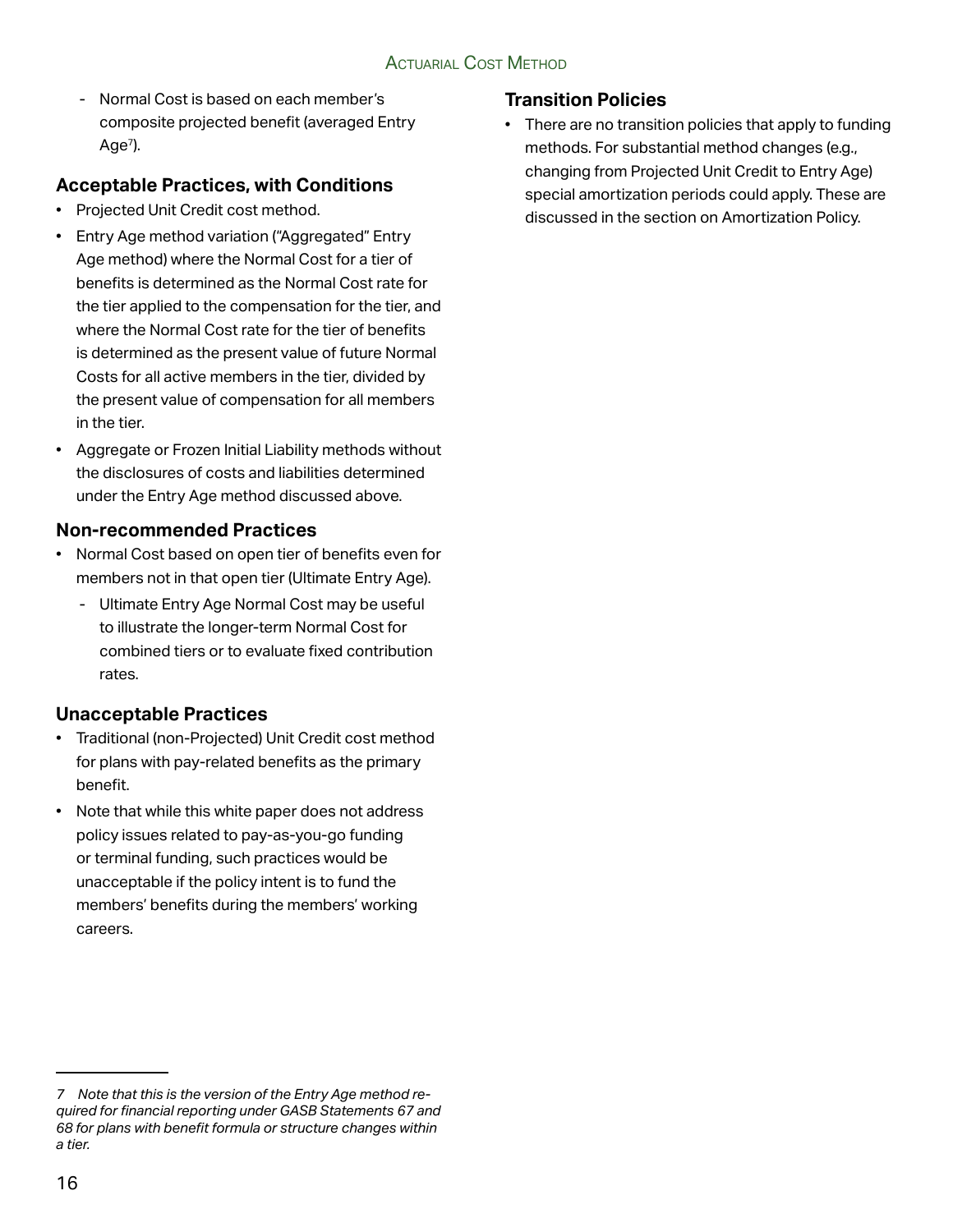- Normal Cost is based on each member's composite projected benefit (averaged Entry Age[7]).

### Acceptable Practices, with Conditions

- Projected Unit Credit cost method.
- Entry Age method variation ("Aggregated" Entry Age method) where the Normal Cost for a tier of benefits is determined as the Normal Cost rate for the tier applied to the compensation for the tier, and where the Normal Cost rate for the tier of benefits is determined as the present value of future Normal Costs for all active members in the tier, divided by the present value of compensation for all members in the tier.
- Aggregate or Frozen Initial Liability methods without the disclosures of costs and liabilities determined under the Entry Age method discussed above.

### Non-recommended Practices

- Normal Cost based on open tier of benefits even for members not in that open tier (Ultimate Entry Age).
  - Ultimate Entry Age Normal Cost may be useful to illustrate the longer-term Normal Cost for combined tiers or to evaluate fixed contribution rates.

### Unacceptable Practices

- Traditional (non-Projected) Unit Credit cost method for plans with pay-related benefits as the primary benefit.
- Note that while this white paper does not address policy issues related to pay-as-you-go funding or terminal funding, such practices would be unacceptable if the policy intent is to fund the members' benefits during the members' working careers.

### Transition Policies

- There are no transition policies that apply to funding methods. For substantial method changes (e.g., changing from Projected Unit Credit to Entry Age) special amortization periods could apply. These are discussed in the section on Amortization Policy.

---

*7 Note that this is the version of the Entry Age method required for financial reporting under GASB Statements 67 and 68 for plans with benefit formula or structure changes within a tier.*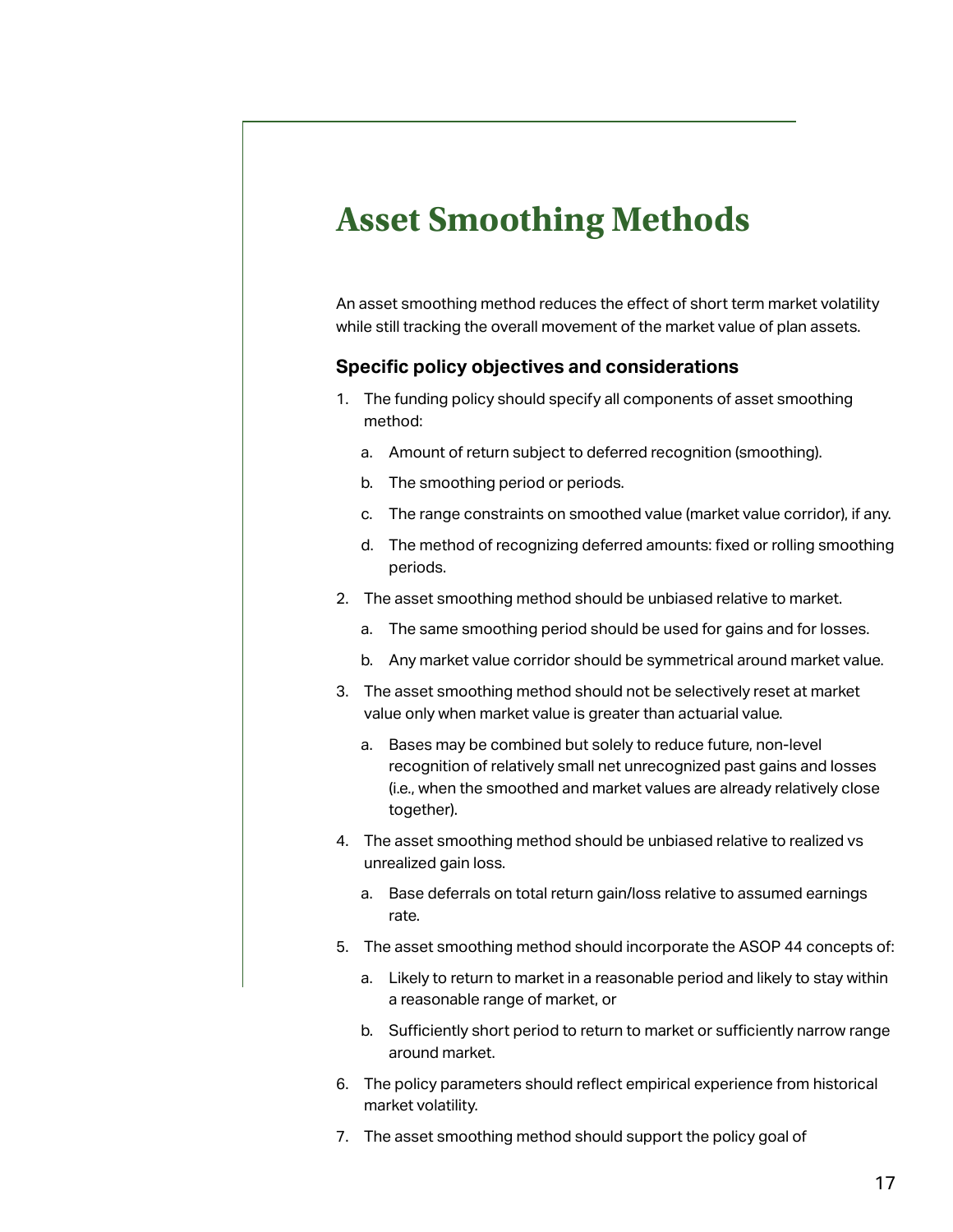# Asset Smoothing Methods

An asset smoothing method reduces the effect of short term market volatility while still tracking the overall movement of the market value of plan assets.

### Specific policy objectives and considerations

1. The funding policy should specify all components of asset smoothing method:
   a. Amount of return subject to deferred recognition (smoothing).
   b. The smoothing period or periods.
   c. The range constraints on smoothed value (market value corridor), if any.
   d. The method of recognizing deferred amounts: fixed or rolling smoothing periods.
2. The asset smoothing method should be unbiased relative to market.
   a. The same smoothing period should be used for gains and for losses.
   b. Any market value corridor should be symmetrical around market value.
3. The asset smoothing method should not be selectively reset at market value only when market value is greater than actuarial value.
   a. Bases may be combined but solely to reduce future, non-level recognition of relatively small net unrecognized past gains and losses (i.e., when the smoothed and market values are already relatively close together).
4. The asset smoothing method should be unbiased relative to realized vs unrealized gain loss.
   a. Base deferrals on total return gain/loss relative to assumed earnings rate.
5. The asset smoothing method should incorporate the ASOP 44 concepts of:
   a. Likely to return to market in a reasonable period and likely to stay within a reasonable range of market, or
   b. Sufficiently short period to return to market or sufficiently narrow range around market.
6. The policy parameters should reflect empirical experience from historical market volatility.
7. The asset smoothing method should support the policy goal of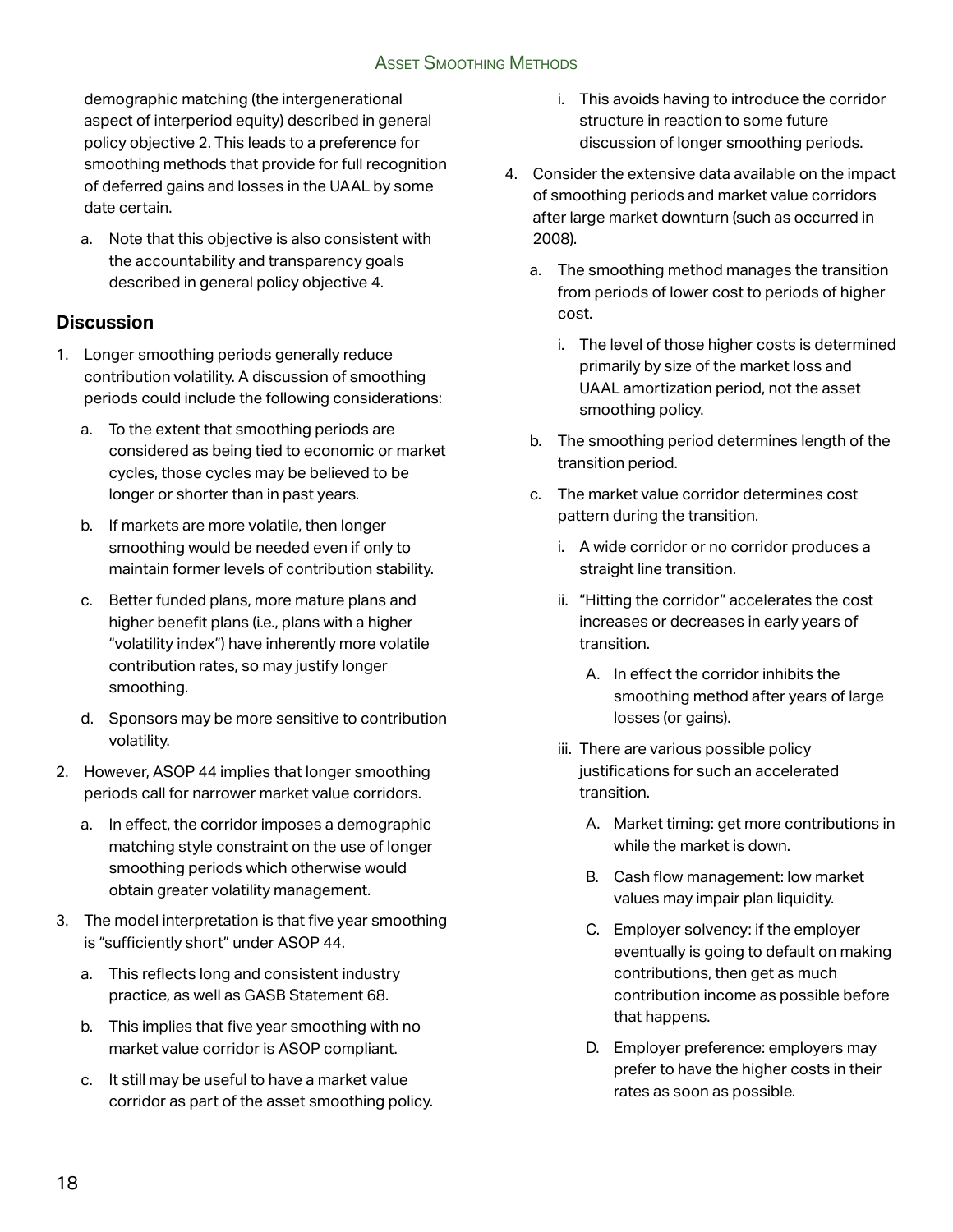demographic matching (the intergenerational aspect of interperiod equity) described in general policy objective 2. This leads to a preference for smoothing methods that provide for full recognition of deferred gains and losses in the UAAL by some date certain.

   a. Note that this objective is also consistent with the accountability and transparency goals described in general policy objective 4.

## Discussion

1. Longer smoothing periods generally reduce contribution volatility. A discussion of smoothing periods could include the following considerations:
   a. To the extent that smoothing periods are considered as being tied to economic or market cycles, those cycles may be believed to be longer or shorter than in past years.
   b. If markets are more volatile, then longer smoothing would be needed even if only to maintain former levels of contribution stability.
   c. Better funded plans, more mature plans and higher benefit plans (i.e., plans with a higher "volatility index") have inherently more volatile contribution rates, so may justify longer smoothing.
   d. Sponsors may be more sensitive to contribution volatility.
2. However, ASOP 44 implies that longer smoothing periods call for narrower market value corridors.
   a. In effect, the corridor imposes a demographic matching style constraint on the use of longer smoothing periods which otherwise would obtain greater volatility management.
3. The model interpretation is that five year smoothing is "sufficiently short" under ASOP 44.
   a. This reflects long and consistent industry practice, as well as GASB Statement 68.
   b. This implies that five year smoothing with no market value corridor is ASOP compliant.
   c. It still may be useful to have a market value corridor as part of the asset smoothing policy.
      i. This avoids having to introduce the corridor structure in reaction to some future discussion of longer smoothing periods.
4. Consider the extensive data available on the impact of smoothing periods and market value corridors after large market downturn (such as occurred in 2008).
   a. The smoothing method manages the transition from periods of lower cost to periods of higher cost.
      i. The level of those higher costs is determined primarily by size of the market loss and UAAL amortization period, not the asset smoothing policy.
   b. The smoothing period determines length of the transition period.
   c. The market value corridor determines cost pattern during the transition.
      i. A wide corridor or no corridor produces a straight line transition.
      ii. "Hitting the corridor" accelerates the cost increases or decreases in early years of transition.
         A. In effect the corridor inhibits the smoothing method after years of large losses (or gains).
      iii. There are various possible policy justifications for such an accelerated transition.
         A. Market timing: get more contributions in while the market is down.
         B. Cash flow management: low market values may impair plan liquidity.
         C. Employer solvency: if the employer eventually is going to default on making contributions, then get as much contribution income as possible before that happens.
         D. Employer preference: employers may prefer to have the higher costs in their rates as soon as possible.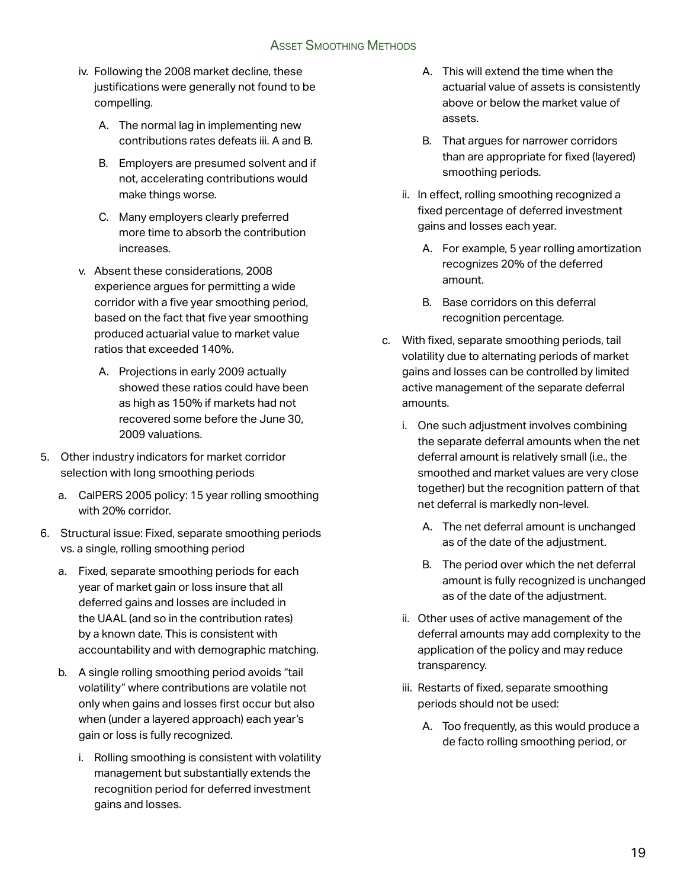iv. Following the 2008 market decline, these justifications were generally not found to be compelling.

    A. The normal lag in implementing new contributions rates defeats iii. A and B.

    B. Employers are presumed solvent and if not, accelerating contributions would make things worse.

    C. Many employers clearly preferred more time to absorb the contribution increases.

v. Absent these considerations, 2008 experience argues for permitting a wide corridor with a five year smoothing period, based on the fact that five year smoothing produced actuarial value to market value ratios that exceeded 140%.

    A. Projections in early 2009 actually showed these ratios could have been as high as 150% if markets had not recovered some before the June 30, 2009 valuations.

5. Other industry indicators for market corridor selection with long smoothing periods

    a. CalPERS 2005 policy: 15 year rolling smoothing with 20% corridor.

6. Structural issue: Fixed, separate smoothing periods vs. a single, rolling smoothing period

    a. Fixed, separate smoothing periods for each year of market gain or loss insure that all deferred gains and losses are included in the UAAL (and so in the contribution rates) by a known date. This is consistent with accountability and with demographic matching.

    b. A single rolling smoothing period avoids "tail volatility" where contributions are volatile not only when gains and losses first occur but also when (under a layered approach) each year's gain or loss is fully recognized.

        i. Rolling smoothing is consistent with volatility management but substantially extends the recognition period for deferred investment gains and losses.

            A. This will extend the time when the actuarial value of assets is consistently above or below the market value of assets.

            B. That argues for narrower corridors than are appropriate for fixed (layered) smoothing periods.

        ii. In effect, rolling smoothing recognized a fixed percentage of deferred investment gains and losses each year.

            A. For example, 5 year rolling amortization recognizes 20% of the deferred amount.

            B. Base corridors on this deferral recognition percentage.

    c. With fixed, separate smoothing periods, tail volatility due to alternating periods of market gains and losses can be controlled by limited active management of the separate deferral amounts.

        i. One such adjustment involves combining the separate deferral amounts when the net deferral amount is relatively small (i.e., the smoothed and market values are very close together) but the recognition pattern of that net deferral is markedly non-level.

            A. The net deferral amount is unchanged as of the date of the adjustment.

            B. The period over which the net deferral amount is fully recognized is unchanged as of the date of the adjustment.

        ii. Other uses of active management of the deferral amounts may add complexity to the application of the policy and may reduce transparency.

        iii. Restarts of fixed, separate smoothing periods should not be used:

            A. Too frequently, as this would produce a de facto rolling smoothing period, or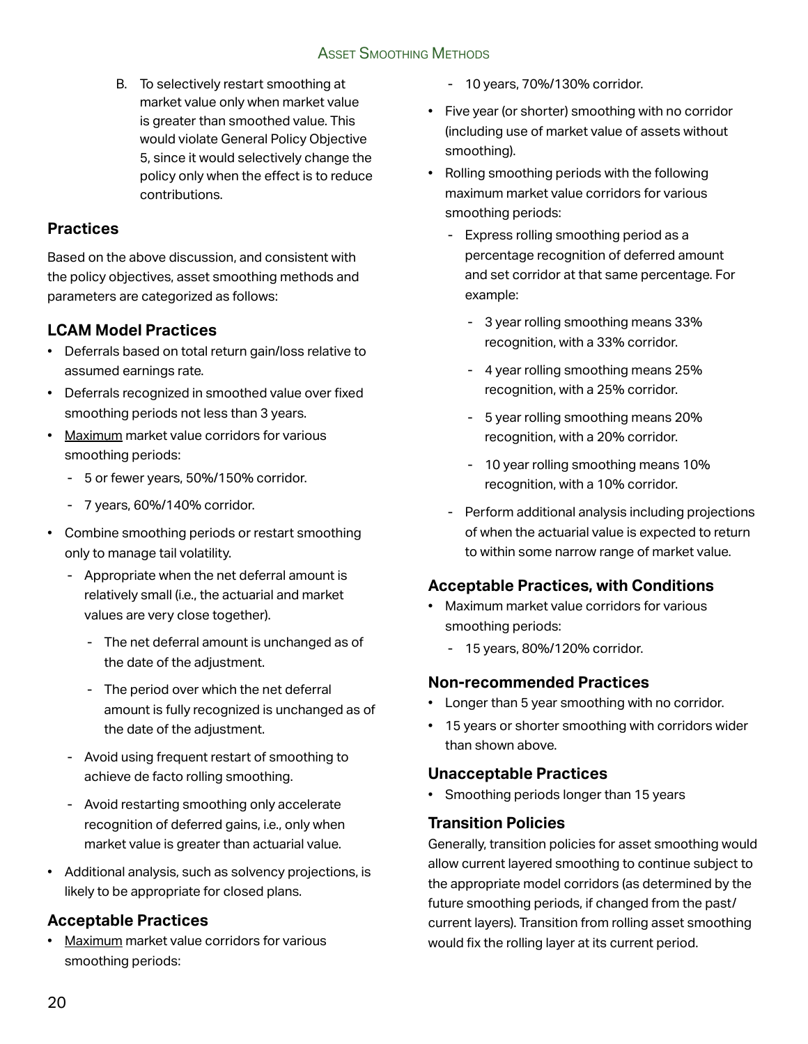B. To selectively restart smoothing at market value only when market value is greater than smoothed value. This would violate General Policy Objective 5, since it would selectively change the policy only when the effect is to reduce contributions.

## Practices

Based on the above discussion, and consistent with the policy objectives, asset smoothing methods and parameters are categorized as follows:

### LCAM Model Practices

- Deferrals based on total return gain/loss relative to assumed earnings rate.
- Deferrals recognized in smoothed value over fixed smoothing periods not less than 3 years.
- Maximum market value corridors for various smoothing periods:
  - 5 or fewer years, 50%/150% corridor.
  - 7 years, 60%/140% corridor.
- Combine smoothing periods or restart smoothing only to manage tail volatility.
  - Appropriate when the net deferral amount is relatively small (i.e., the actuarial and market values are very close together).
    - The net deferral amount is unchanged as of the date of the adjustment.
    - The period over which the net deferral amount is fully recognized is unchanged as of the date of the adjustment.
  - Avoid using frequent restart of smoothing to achieve de facto rolling smoothing.
  - Avoid restarting smoothing only accelerate recognition of deferred gains, i.e., only when market value is greater than actuarial value.
- Additional analysis, such as solvency projections, is likely to be appropriate for closed plans.

### Acceptable Practices

- Maximum market value corridors for various smoothing periods:
  - 10 years, 70%/130% corridor.
- Five year (or shorter) smoothing with no corridor (including use of market value of assets without smoothing).
- Rolling smoothing periods with the following maximum market value corridors for various smoothing periods:
  - Express rolling smoothing period as a percentage recognition of deferred amount and set corridor at that same percentage. For example:
    - 3 year rolling smoothing means 33% recognition, with a 33% corridor.
    - 4 year rolling smoothing means 25% recognition, with a 25% corridor.
    - 5 year rolling smoothing means 20% recognition, with a 20% corridor.
    - 10 year rolling smoothing means 10% recognition, with a 10% corridor.
  - Perform additional analysis including projections of when the actuarial value is expected to return to within some narrow range of market value.

### Acceptable Practices, with Conditions

- Maximum market value corridors for various smoothing periods:
  - 15 years, 80%/120% corridor.

### Non-recommended Practices

- Longer than 5 year smoothing with no corridor.
- 15 years or shorter smoothing with corridors wider than shown above.

### Unacceptable Practices

- Smoothing periods longer than 15 years

### Transition Policies

Generally, transition policies for asset smoothing would allow current layered smoothing to continue subject to the appropriate model corridors (as determined by the future smoothing periods, if changed from the past/current layers). Transition from rolling asset smoothing would fix the rolling layer at its current period.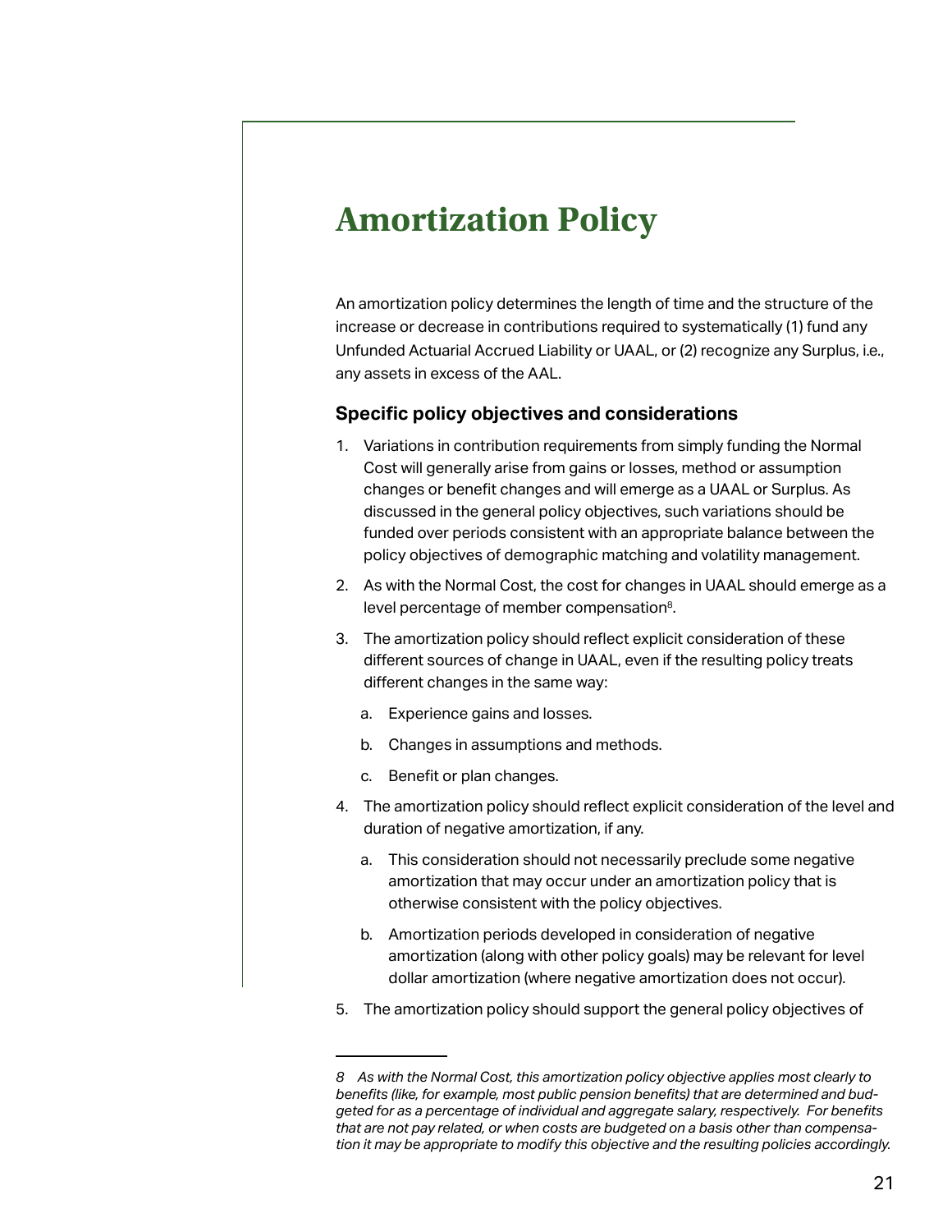# Amortization Policy

An amortization policy determines the length of time and the structure of the increase or decrease in contributions required to systematically (1) fund any Unfunded Actuarial Accrued Liability or UAAL, or (2) recognize any Surplus, i.e., any assets in excess of the AAL.

### Specific policy objectives and considerations

1. Variations in contribution requirements from simply funding the Normal Cost will generally arise from gains or losses, method or assumption changes or benefit changes and will emerge as a UAAL or Surplus. As discussed in the general policy objectives, such variations should be funded over periods consistent with an appropriate balance between the policy objectives of demographic matching and volatility management.
2. As with the Normal Cost, the cost for changes in UAAL should emerge as a level percentage of member compensation[8].
3. The amortization policy should reflect explicit consideration of these different sources of change in UAAL, even if the resulting policy treats different changes in the same way:
   a. Experience gains and losses.
   b. Changes in assumptions and methods.
   c. Benefit or plan changes.
4. The amortization policy should reflect explicit consideration of the level and duration of negative amortization, if any.
   a. This consideration should not necessarily preclude some negative amortization that may occur under an amortization policy that is otherwise consistent with the policy objectives.
   b. Amortization periods developed in consideration of negative amortization (along with other policy goals) may be relevant for level dollar amortization (where negative amortization does not occur).
5. The amortization policy should support the general policy objectives of

---

*8 As with the Normal Cost, this amortization policy objective applies most clearly to benefits (like, for example, most public pension benefits) that are determined and budgeted for as a percentage of individual and aggregate salary, respectively. For benefits that are not pay related, or when costs are budgeted on a basis other than compensation it may be appropriate to modify this objective and the resulting policies accordingly.*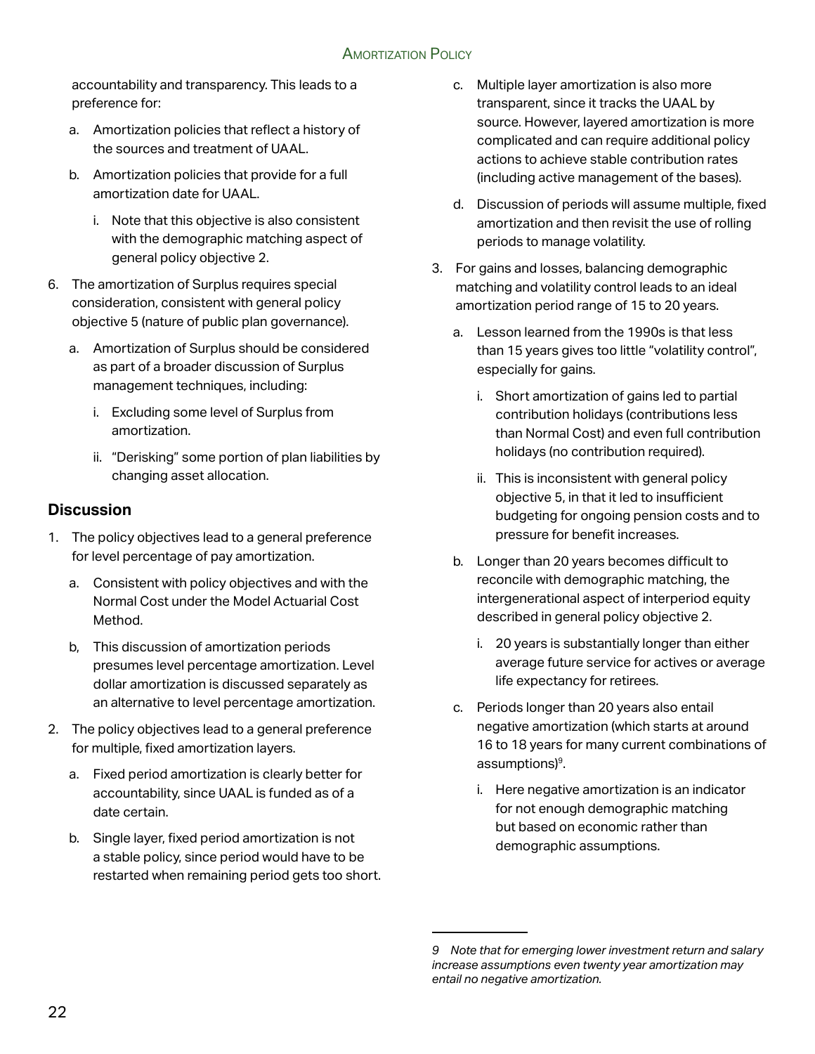accountability and transparency. This leads to a preference for:

a. Amortization policies that reflect a history of the sources and treatment of UAAL.

b. Amortization policies that provide for a full amortization date for UAAL.

   i. Note that this objective is also consistent with the demographic matching aspect of general policy objective 2.

6. The amortization of Surplus requires special consideration, consistent with general policy objective 5 (nature of public plan governance).

   a. Amortization of Surplus should be considered as part of a broader discussion of Surplus management techniques, including:

      i. Excluding some level of Surplus from amortization.

      ii. "Derisking" some portion of plan liabilities by changing asset allocation.

### Discussion

1. The policy objectives lead to a general preference for level percentage of pay amortization.

   a. Consistent with policy objectives and with the Normal Cost under the Model Actuarial Cost Method.

   b, This discussion of amortization periods presumes level percentage amortization. Level dollar amortization is discussed separately as an alternative to level percentage amortization.

2. The policy objectives lead to a general preference for multiple, fixed amortization layers.

   a. Fixed period amortization is clearly better for accountability, since UAAL is funded as of a date certain.

   b. Single layer, fixed period amortization is not a stable policy, since period would have to be restarted when remaining period gets too short.

   c. Multiple layer amortization is also more transparent, since it tracks the UAAL by source. However, layered amortization is more complicated and can require additional policy actions to achieve stable contribution rates (including active management of the bases).

   d. Discussion of periods will assume multiple, fixed amortization and then revisit the use of rolling periods to manage volatility.

3. For gains and losses, balancing demographic matching and volatility control leads to an ideal amortization period range of 15 to 20 years.

   a. Lesson learned from the 1990s is that less than 15 years gives too little "volatility control", especially for gains.

      i. Short amortization of gains led to partial contribution holidays (contributions less than Normal Cost) and even full contribution holidays (no contribution required).

      ii. This is inconsistent with general policy objective 5, in that it led to insufficient budgeting for ongoing pension costs and to pressure for benefit increases.

   b. Longer than 20 years becomes difficult to reconcile with demographic matching, the intergenerational aspect of interperiod equity described in general policy objective 2.

      i. 20 years is substantially longer than either average future service for actives or average life expectancy for retirees.

   c. Periods longer than 20 years also entail negative amortization (which starts at around 16 to 18 years for many current combinations of assumptions)[9].

      i. Here negative amortization is an indicator for not enough demographic matching but based on economic rather than demographic assumptions.

---

*9 Note that for emerging lower investment return and salary increase assumptions even twenty year amortization may entail no negative amortization.*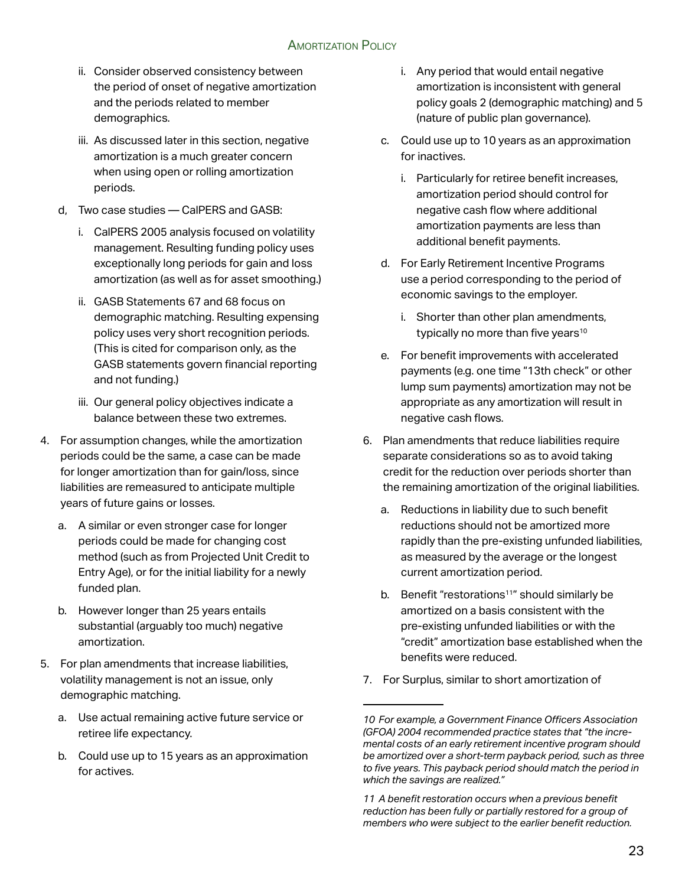ii. Consider observed consistency between the period of onset of negative amortization and the periods related to member demographics.

iii. As discussed later in this section, negative amortization is a much greater concern when using open or rolling amortization periods.

d, Two case studies — CalPERS and GASB:

i. CalPERS 2005 analysis focused on volatility management. Resulting funding policy uses exceptionally long periods for gain and loss amortization (as well as for asset smoothing.)

ii. GASB Statements 67 and 68 focus on demographic matching. Resulting expensing policy uses very short recognition periods. (This is cited for comparison only, as the GASB statements govern financial reporting and not funding.)

iii. Our general policy objectives indicate a balance between these two extremes.

4. For assumption changes, while the amortization periods could be the same, a case can be made for longer amortization than for gain/loss, since liabilities are remeasured to anticipate multiple years of future gains or losses.

   a. A similar or even stronger case for longer periods could be made for changing cost method (such as from Projected Unit Credit to Entry Age), or for the initial liability for a newly funded plan.

   b. However longer than 25 years entails substantial (arguably too much) negative amortization.

5. For plan amendments that increase liabilities, volatility management is not an issue, only demographic matching.

   a. Use actual remaining active future service or retiree life expectancy.

   b. Could use up to 15 years as an approximation for actives.

      i. Any period that would entail negative amortization is inconsistent with general policy goals 2 (demographic matching) and 5 (nature of public plan governance).

   c. Could use up to 10 years as an approximation for inactives.

      i. Particularly for retiree benefit increases, amortization period should control for negative cash flow where additional amortization payments are less than additional benefit payments.

   d. For Early Retirement Incentive Programs use a period corresponding to the period of economic savings to the employer.

      i. Shorter than other plan amendments, typically no more than five years[10]

   e. For benefit improvements with accelerated payments (e.g. one time "13th check" or other lump sum payments) amortization may not be appropriate as any amortization will result in negative cash flows.

6. Plan amendments that reduce liabilities require separate considerations so as to avoid taking credit for the reduction over periods shorter than the remaining amortization of the original liabilities.

   a. Reductions in liability due to such benefit reductions should not be amortized more rapidly than the pre-existing unfunded liabilities, as measured by the average or the longest current amortization period.

   b. Benefit "restorations[11]" should similarly be amortized on a basis consistent with the pre-existing unfunded liabilities or with the "credit" amortization base established when the benefits were reduced.

7. For Surplus, similar to short amortization of

---

*10 For example, a Government Finance Officers Association (GFOA) 2004 recommended practice states that "the incremental costs of an early retirement incentive program should be amortized over a short-term payback period, such as three to five years. This payback period should match the period in which the savings are realized."*

*11 A benefit restoration occurs when a previous benefit reduction has been fully or partially restored for a group of members who were subject to the earlier benefit reduction.*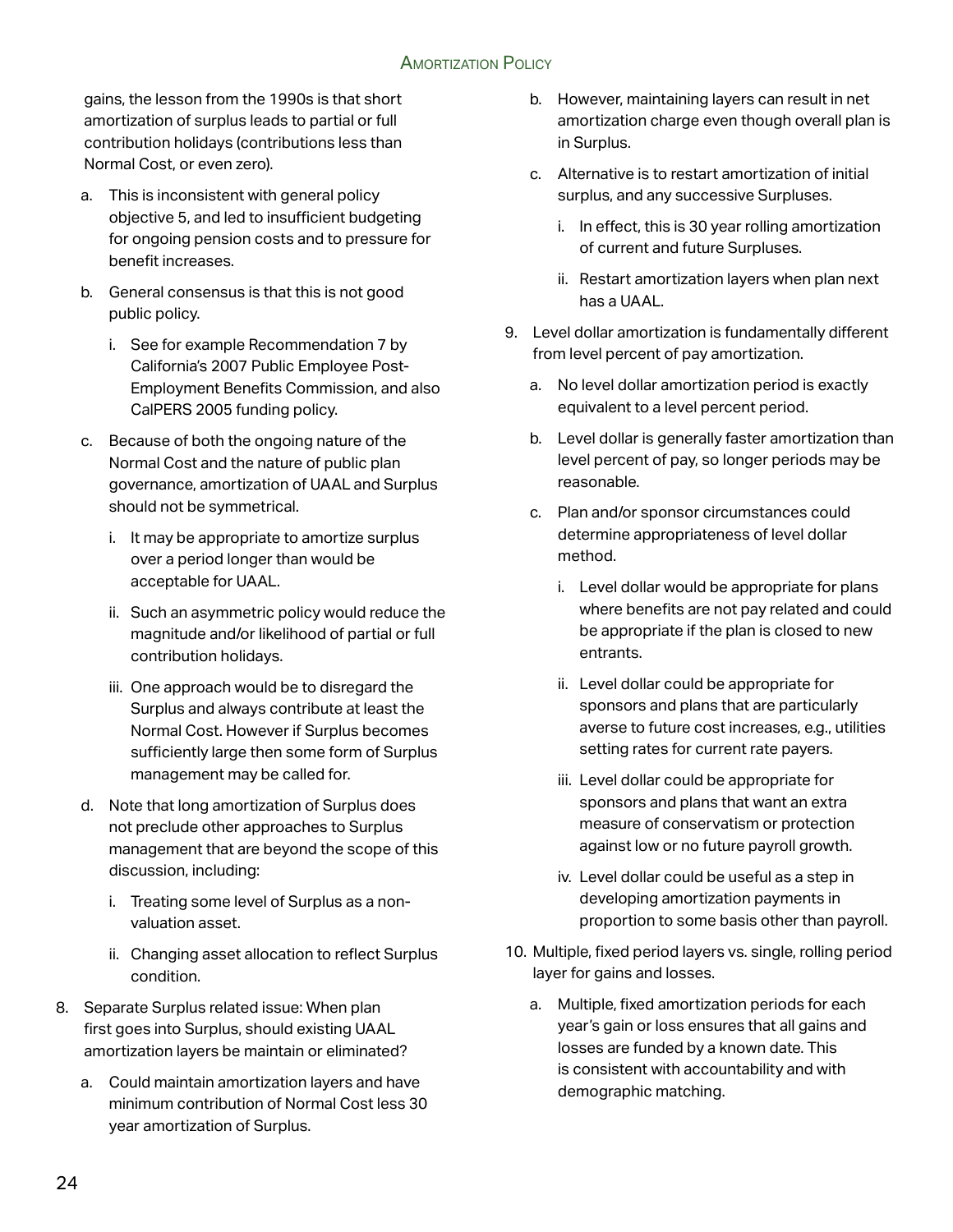gains, the lesson from the 1990s is that short amortization of surplus leads to partial or full contribution holidays (contributions less than Normal Cost, or even zero).

   a. This is inconsistent with general policy objective 5, and led to insufficient budgeting for ongoing pension costs and to pressure for benefit increases.

   b. General consensus is that this is not good public policy.

      i. See for example Recommendation 7 by California's 2007 Public Employee Post-Employment Benefits Commission, and also CalPERS 2005 funding policy.

   c. Because of both the ongoing nature of the Normal Cost and the nature of public plan governance, amortization of UAAL and Surplus should not be symmetrical.

      i. It may be appropriate to amortize surplus over a period longer than would be acceptable for UAAL.

      ii. Such an asymmetric policy would reduce the magnitude and/or likelihood of partial or full contribution holidays.

      iii. One approach would be to disregard the Surplus and always contribute at least the Normal Cost. However if Surplus becomes sufficiently large then some form of Surplus management may be called for.

   d. Note that long amortization of Surplus does not preclude other approaches to Surplus management that are beyond the scope of this discussion, including:

      i. Treating some level of Surplus as a non-valuation asset.

      ii. Changing asset allocation to reflect Surplus condition.

8. Separate Surplus related issue: When plan first goes into Surplus, should existing UAAL amortization layers be maintain or eliminated?

   a. Could maintain amortization layers and have minimum contribution of Normal Cost less 30 year amortization of Surplus.

   b. However, maintaining layers can result in net amortization charge even though overall plan is in Surplus.

   c. Alternative is to restart amortization of initial surplus, and any successive Surpluses.

      i. In effect, this is 30 year rolling amortization of current and future Surpluses.

      ii. Restart amortization layers when plan next has a UAAL.

9. Level dollar amortization is fundamentally different from level percent of pay amortization.

   a. No level dollar amortization period is exactly equivalent to a level percent period.

   b. Level dollar is generally faster amortization than level percent of pay, so longer periods may be reasonable.

   c. Plan and/or sponsor circumstances could determine appropriateness of level dollar method.

      i. Level dollar would be appropriate for plans where benefits are not pay related and could be appropriate if the plan is closed to new entrants.

      ii. Level dollar could be appropriate for sponsors and plans that are particularly averse to future cost increases, e.g., utilities setting rates for current rate payers.

      iii. Level dollar could be appropriate for sponsors and plans that want an extra measure of conservatism or protection against low or no future payroll growth.

      iv. Level dollar could be useful as a step in developing amortization payments in proportion to some basis other than payroll.

10. Multiple, fixed period layers vs. single, rolling period layer for gains and losses.

   a. Multiple, fixed amortization periods for each year's gain or loss ensures that all gains and losses are funded by a known date. This is consistent with accountability and with demographic matching.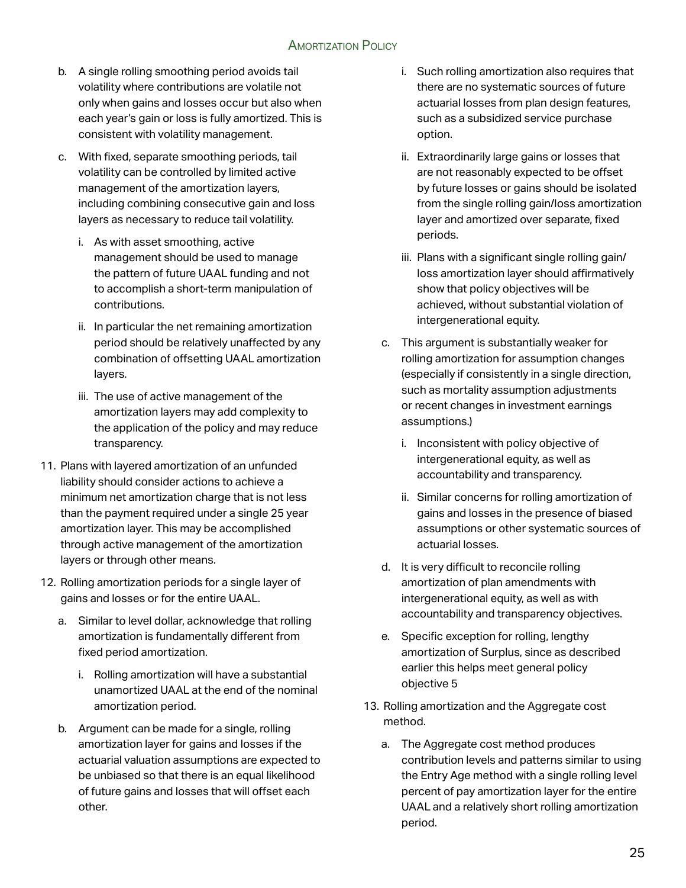b. A single rolling smoothing period avoids tail volatility where contributions are volatile not only when gains and losses occur but also when each year's gain or loss is fully amortized. This is consistent with volatility management.

c. With fixed, separate smoothing periods, tail volatility can be controlled by limited active management of the amortization layers, including combining consecutive gain and loss layers as necessary to reduce tail volatility.

   i. As with asset smoothing, active management should be used to manage the pattern of future UAAL funding and not to accomplish a short-term manipulation of contributions.

   ii. In particular the net remaining amortization period should be relatively unaffected by any combination of offsetting UAAL amortization layers.

   iii. The use of active management of the amortization layers may add complexity to the application of the policy and may reduce transparency.

11. Plans with layered amortization of an unfunded liability should consider actions to achieve a minimum net amortization charge that is not less than the payment required under a single 25 year amortization layer. This may be accomplished through active management of the amortization layers or through other means.

12. Rolling amortization periods for a single layer of gains and losses or for the entire UAAL.

    a. Similar to level dollar, acknowledge that rolling amortization is fundamentally different from fixed period amortization.

       i. Rolling amortization will have a substantial unamortized UAAL at the end of the nominal amortization period.

    b. Argument can be made for a single, rolling amortization layer for gains and losses if the actuarial valuation assumptions are expected to be unbiased so that there is an equal likelihood of future gains and losses that will offset each other.

       i. Such rolling amortization also requires that there are no systematic sources of future actuarial losses from plan design features, such as a subsidized service purchase option.

       ii. Extraordinarily large gains or losses that are not reasonably expected to be offset by future losses or gains should be isolated from the single rolling gain/loss amortization layer and amortized over separate, fixed periods.

       iii. Plans with a significant single rolling gain/loss amortization layer should affirmatively show that policy objectives will be achieved, without substantial violation of intergenerational equity.

    c. This argument is substantially weaker for rolling amortization for assumption changes (especially if consistently in a single direction, such as mortality assumption adjustments or recent changes in investment earnings assumptions.)

       i. Inconsistent with policy objective of intergenerational equity, as well as accountability and transparency.

       ii. Similar concerns for rolling amortization of gains and losses in the presence of biased assumptions or other systematic sources of actuarial losses.

    d. It is very difficult to reconcile rolling amortization of plan amendments with intergenerational equity, as well as with accountability and transparency objectives.

    e. Specific exception for rolling, lengthy amortization of Surplus, since as described earlier this helps meet general policy objective 5

13. Rolling amortization and the Aggregate cost method.

    a. The Aggregate cost method produces contribution levels and patterns similar to using the Entry Age method with a single rolling level percent of pay amortization layer for the entire UAAL and a relatively short rolling amortization period.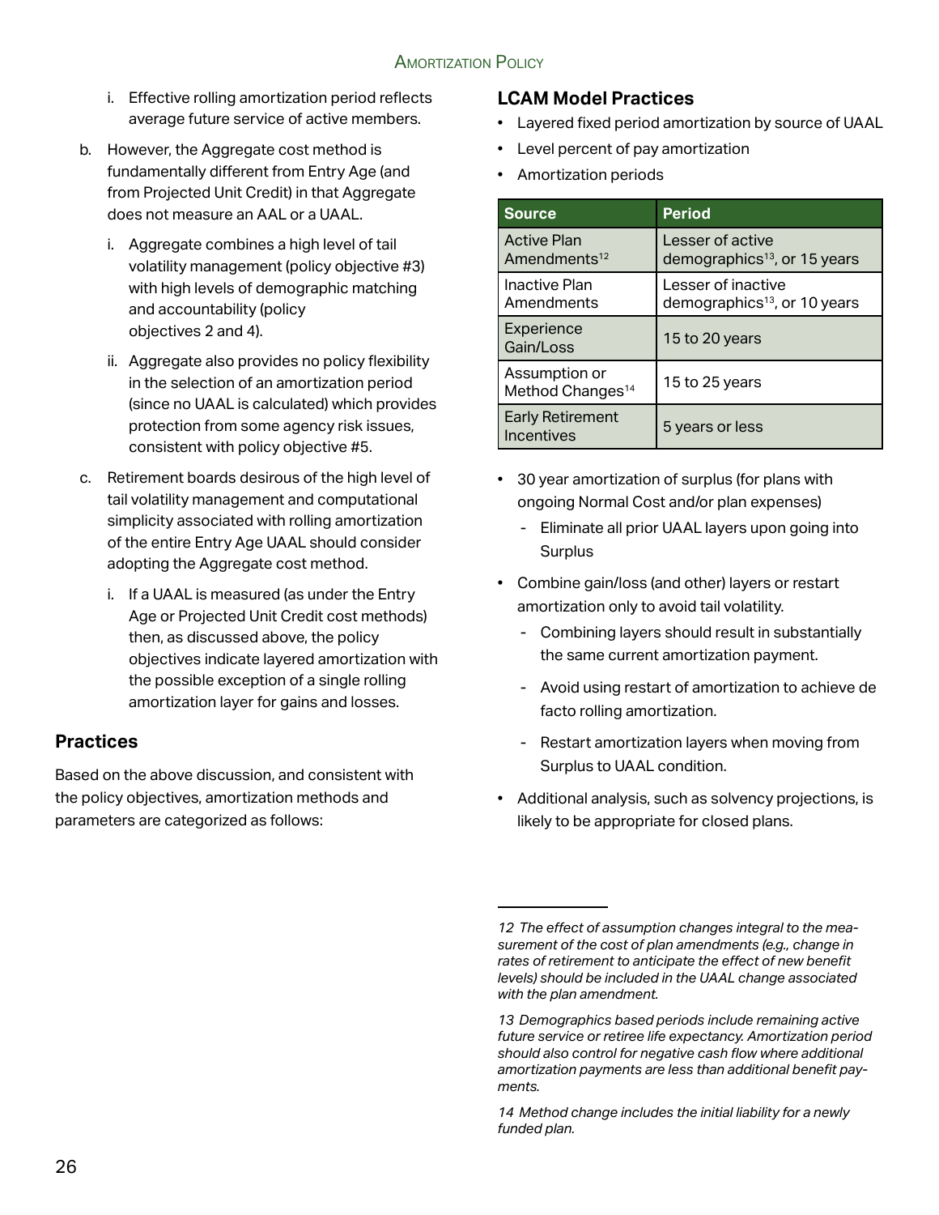i. Effective rolling amortization period reflects average future service of active members.

b. However, the Aggregate cost method is fundamentally different from Entry Age (and from Projected Unit Credit) in that Aggregate does not measure an AAL or a UAAL.

   i. Aggregate combines a high level of tail volatility management (policy objective #3) with high levels of demographic matching and accountability (policy objectives 2 and 4).

   ii. Aggregate also provides no policy flexibility in the selection of an amortization period (since no UAAL is calculated) which provides protection from some agency risk issues, consistent with policy objective #5.

c. Retirement boards desirous of the high level of tail volatility management and computational simplicity associated with rolling amortization of the entire Entry Age UAAL should consider adopting the Aggregate cost method.

   i. If a UAAL is measured (as under the Entry Age or Projected Unit Credit cost methods) then, as discussed above, the policy objectives indicate layered amortization with the possible exception of a single rolling amortization layer for gains and losses.

## Practices

Based on the above discussion, and consistent with the policy objectives, amortization methods and parameters are categorized as follows:

### LCAM Model Practices

- Layered fixed period amortization by source of UAAL
- Level percent of pay amortization
- Amortization periods

| Source | Period |
|---|---|
| Active Plan Amendments[12] | Lesser of active demographics[13], or 15 years |
| Inactive Plan Amendments | Lesser of inactive demographics[13], or 10 years |
| Experience Gain/Loss | 15 to 20 years |
| Assumption or Method Changes[14] | 15 to 25 years |
| Early Retirement Incentives | 5 years or less |

- 30 year amortization of surplus (for plans with ongoing Normal Cost and/or plan expenses)
  - Eliminate all prior UAAL layers upon going into Surplus
- Combine gain/loss (and other) layers or restart amortization only to avoid tail volatility.
  - Combining layers should result in substantially the same current amortization payment.
  - Avoid using restart of amortization to achieve de facto rolling amortization.
  - Restart amortization layers when moving from Surplus to UAAL condition.
- Additional analysis, such as solvency projections, is likely to be appropriate for closed plans.

---

*12 The effect of assumption changes integral to the measurement of the cost of plan amendments (e.g., change in rates of retirement to anticipate the effect of new benefit levels) should be included in the UAAL change associated with the plan amendment.*

*13 Demographics based periods include remaining active future service or retiree life expectancy. Amortization period should also control for negative cash flow where additional amortization payments are less than additional benefit payments.*

*14 Method change includes the initial liability for a newly funded plan.*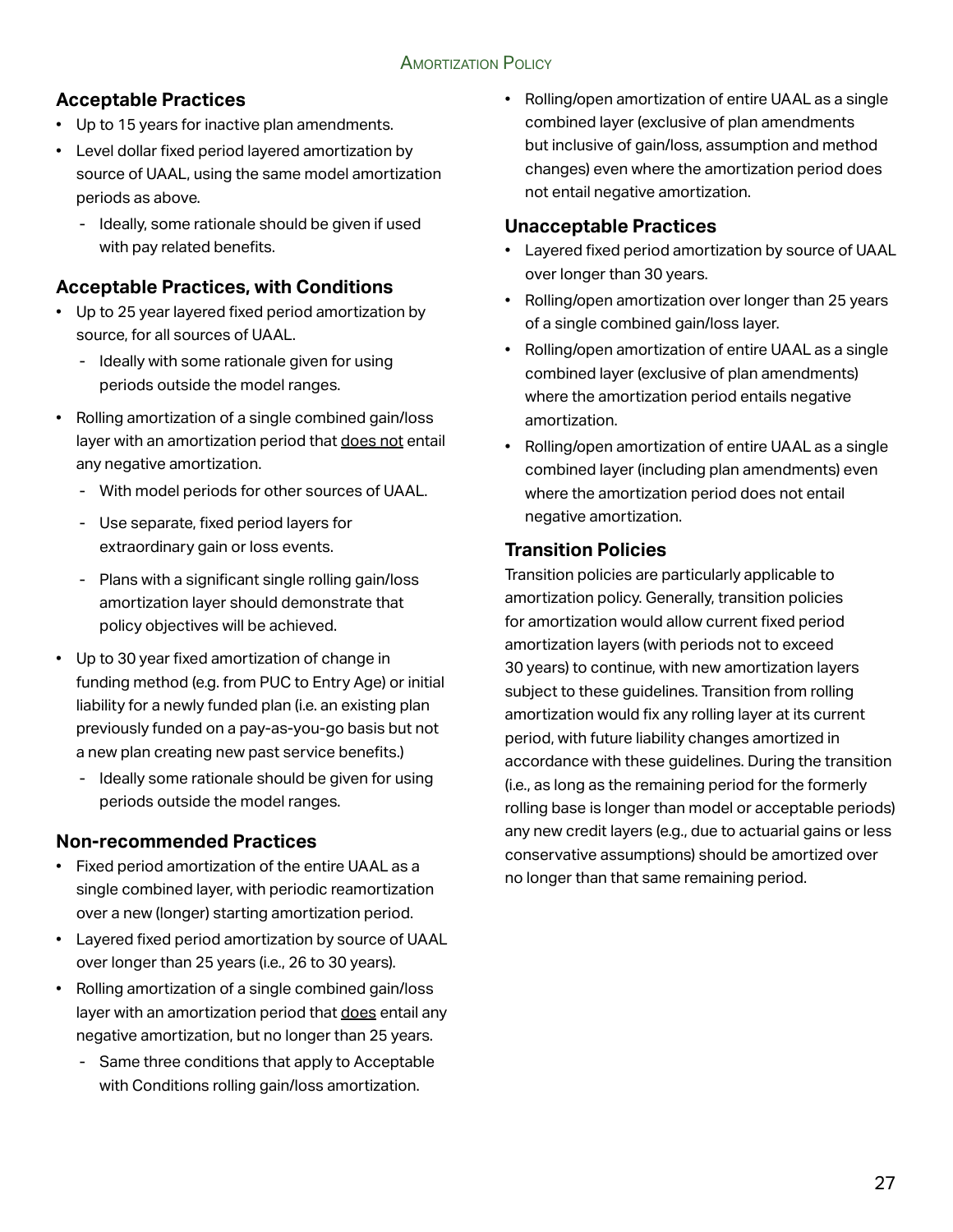### Acceptable Practices

- Up to 15 years for inactive plan amendments.
- Level dollar fixed period layered amortization by source of UAAL, using the same model amortization periods as above.
  - Ideally, some rationale should be given if used with pay related benefits.

### Acceptable Practices, with Conditions

- Up to 25 year layered fixed period amortization by source, for all sources of UAAL.
  - Ideally with some rationale given for using periods outside the model ranges.
- Rolling amortization of a single combined gain/loss layer with an amortization period that <u>does not</u> entail any negative amortization.
  - With model periods for other sources of UAAL.
  - Use separate, fixed period layers for extraordinary gain or loss events.
  - Plans with a significant single rolling gain/loss amortization layer should demonstrate that policy objectives will be achieved.
- Up to 30 year fixed amortization of change in funding method (e.g. from PUC to Entry Age) or initial liability for a newly funded plan (i.e. an existing plan previously funded on a pay-as-you-go basis but not a new plan creating new past service benefits.)
  - Ideally some rationale should be given for using periods outside the model ranges.

### Non-recommended Practices

- Fixed period amortization of the entire UAAL as a single combined layer, with periodic reamortization over a new (longer) starting amortization period.
- Layered fixed period amortization by source of UAAL over longer than 25 years (i.e., 26 to 30 years).
- Rolling amortization of a single combined gain/loss layer with an amortization period that <u>does</u> entail any negative amortization, but no longer than 25 years.
  - Same three conditions that apply to Acceptable with Conditions rolling gain/loss amortization.
- Rolling/open amortization of entire UAAL as a single combined layer (exclusive of plan amendments but inclusive of gain/loss, assumption and method changes) even where the amortization period does not entail negative amortization.

### Unacceptable Practices

- Layered fixed period amortization by source of UAAL over longer than 30 years.
- Rolling/open amortization over longer than 25 years of a single combined gain/loss layer.
- Rolling/open amortization of entire UAAL as a single combined layer (exclusive of plan amendments) where the amortization period entails negative amortization.
- Rolling/open amortization of entire UAAL as a single combined layer (including plan amendments) even where the amortization period does not entail negative amortization.

### Transition Policies

Transition policies are particularly applicable to amortization policy. Generally, transition policies for amortization would allow current fixed period amortization layers (with periods not to exceed 30 years) to continue, with new amortization layers subject to these guidelines. Transition from rolling amortization would fix any rolling layer at its current period, with future liability changes amortized in accordance with these guidelines. During the transition (i.e., as long as the remaining period for the formerly rolling base is longer than model or acceptable periods) any new credit layers (e.g., due to actuarial gains or less conservative assumptions) should be amortized over no longer than that same remaining period.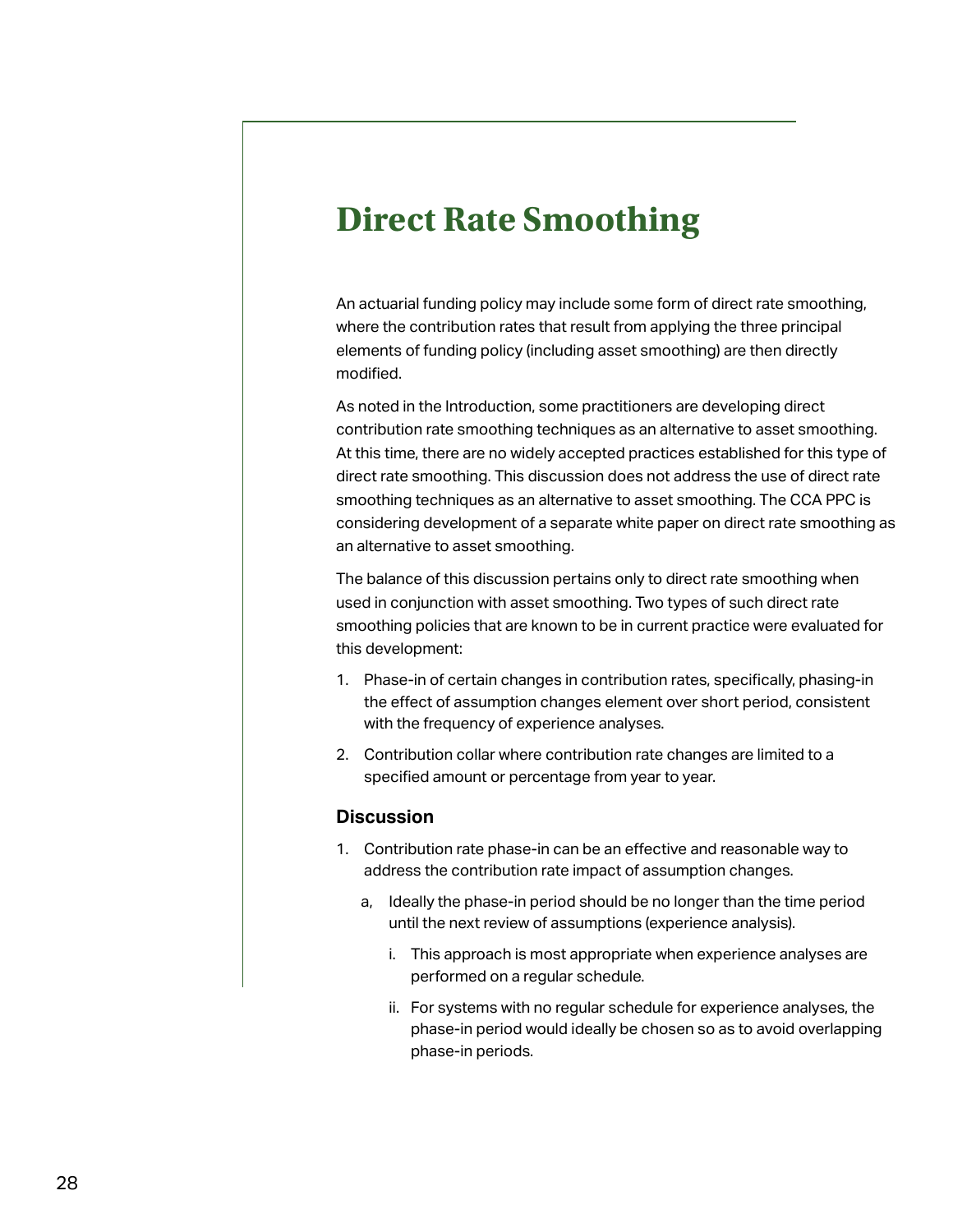# Direct Rate Smoothing

An actuarial funding policy may include some form of direct rate smoothing, where the contribution rates that result from applying the three principal elements of funding policy (including asset smoothing) are then directly modified.

As noted in the Introduction, some practitioners are developing direct contribution rate smoothing techniques as an alternative to asset smoothing. At this time, there are no widely accepted practices established for this type of direct rate smoothing. This discussion does not address the use of direct rate smoothing techniques as an alternative to asset smoothing. The CCA PPC is considering development of a separate white paper on direct rate smoothing as an alternative to asset smoothing.

The balance of this discussion pertains only to direct rate smoothing when used in conjunction with asset smoothing. Two types of such direct rate smoothing policies that are known to be in current practice were evaluated for this development:

1. Phase-in of certain changes in contribution rates, specifically, phasing-in the effect of assumption changes element over short period, consistent with the frequency of experience analyses.
2. Contribution collar where contribution rate changes are limited to a specified amount or percentage from year to year.

### Discussion

1. Contribution rate phase-in can be an effective and reasonable way to address the contribution rate impact of assumption changes.
   a, Ideally the phase-in period should be no longer than the time period until the next review of assumptions (experience analysis).
      i. This approach is most appropriate when experience analyses are performed on a regular schedule.
      ii. For systems with no regular schedule for experience analyses, the phase-in period would ideally be chosen so as to avoid overlapping phase-in periods.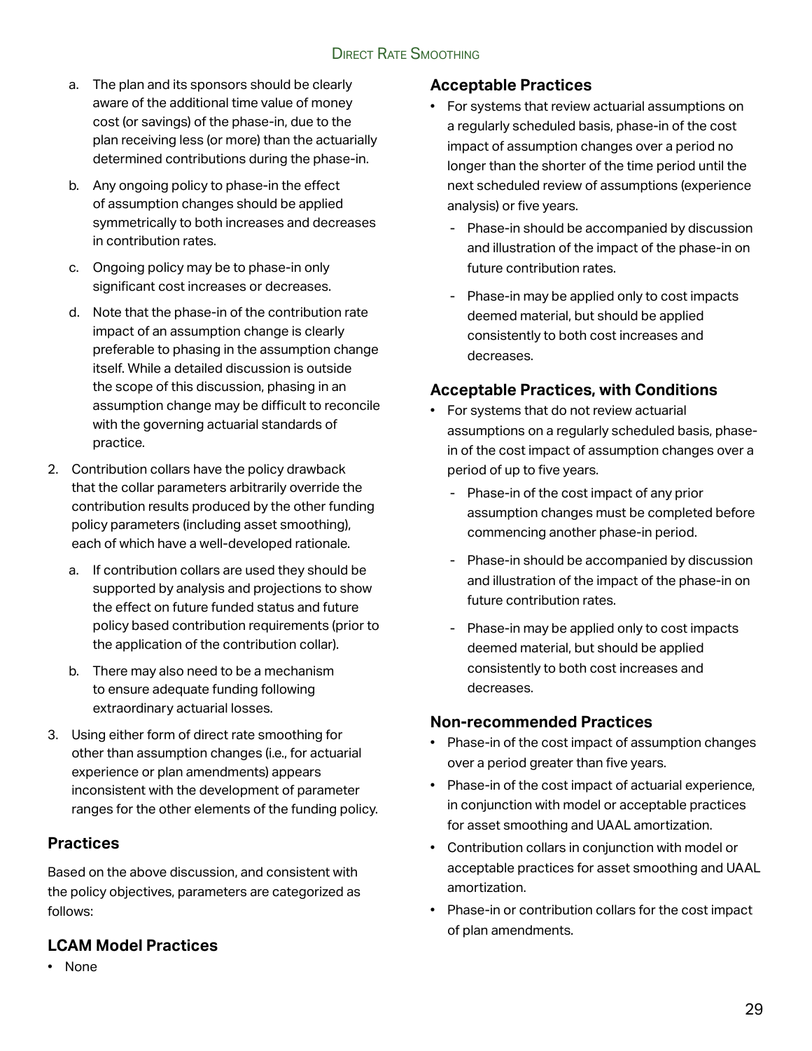a. The plan and its sponsors should be clearly aware of the additional time value of money cost (or savings) of the phase-in, due to the plan receiving less (or more) than the actuarially determined contributions during the phase-in.

b. Any ongoing policy to phase-in the effect of assumption changes should be applied symmetrically to both increases and decreases in contribution rates.

c. Ongoing policy may be to phase-in only significant cost increases or decreases.

d. Note that the phase-in of the contribution rate impact of an assumption change is clearly preferable to phasing in the assumption change itself. While a detailed discussion is outside the scope of this discussion, phasing in an assumption change may be difficult to reconcile with the governing actuarial standards of practice.

2. Contribution collars have the policy drawback that the collar parameters arbitrarily override the contribution results produced by the other funding policy parameters (including asset smoothing), each of which have a well-developed rationale.

   a. If contribution collars are used they should be supported by analysis and projections to show the effect on future funded status and future policy based contribution requirements (prior to the application of the contribution collar).

   b. There may also need to be a mechanism to ensure adequate funding following extraordinary actuarial losses.

3. Using either form of direct rate smoothing for other than assumption changes (i.e., for actuarial experience or plan amendments) appears inconsistent with the development of parameter ranges for the other elements of the funding policy.

## Practices

Based on the above discussion, and consistent with the policy objectives, parameters are categorized as follows:

### LCAM Model Practices

- None

### Acceptable Practices

- For systems that review actuarial assumptions on a regularly scheduled basis, phase-in of the cost impact of assumption changes over a period no longer than the shorter of the time period until the next scheduled review of assumptions (experience analysis) or five years.
  - Phase-in should be accompanied by discussion and illustration of the impact of the phase-in on future contribution rates.
  - Phase-in may be applied only to cost impacts deemed material, but should be applied consistently to both cost increases and decreases.

### Acceptable Practices, with Conditions

- For systems that do not review actuarial assumptions on a regularly scheduled basis, phase-in of the cost impact of assumption changes over a period of up to five years.
  - Phase-in of the cost impact of any prior assumption changes must be completed before commencing another phase-in period.
  - Phase-in should be accompanied by discussion and illustration of the impact of the phase-in on future contribution rates.
  - Phase-in may be applied only to cost impacts deemed material, but should be applied consistently to both cost increases and decreases.

### Non-recommended Practices

- Phase-in of the cost impact of assumption changes over a period greater than five years.
- Phase-in of the cost impact of actuarial experience, in conjunction with model or acceptable practices for asset smoothing and UAAL amortization.
- Contribution collars in conjunction with model or acceptable practices for asset smoothing and UAAL amortization.
- Phase-in or contribution collars for the cost impact of plan amendments.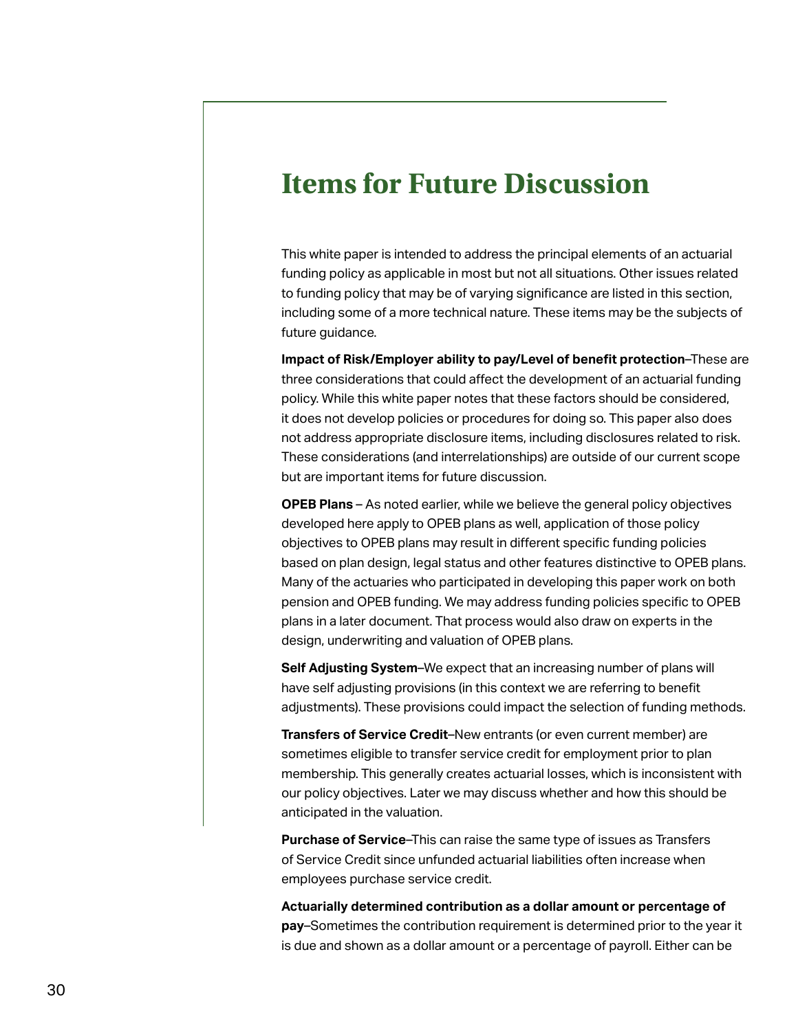# Items for Future Discussion

This white paper is intended to address the principal elements of an actuarial funding policy as applicable in most but not all situations. Other issues related to funding policy that may be of varying significance are listed in this section, including some of a more technical nature. These items may be the subjects of future guidance.

**Impact of Risk/Employer ability to pay/Level of benefit protection**–These are three considerations that could affect the development of an actuarial funding policy. While this white paper notes that these factors should be considered, it does not develop policies or procedures for doing so. This paper also does not address appropriate disclosure items, including disclosures related to risk. These considerations (and interrelationships) are outside of our current scope but are important items for future discussion.

**OPEB Plans** – As noted earlier, while we believe the general policy objectives developed here apply to OPEB plans as well, application of those policy objectives to OPEB plans may result in different specific funding policies based on plan design, legal status and other features distinctive to OPEB plans. Many of the actuaries who participated in developing this paper work on both pension and OPEB funding. We may address funding policies specific to OPEB plans in a later document. That process would also draw on experts in the design, underwriting and valuation of OPEB plans.

**Self Adjusting System**–We expect that an increasing number of plans will have self adjusting provisions (in this context we are referring to benefit adjustments). These provisions could impact the selection of funding methods.

**Transfers of Service Credit**–New entrants (or even current member) are sometimes eligible to transfer service credit for employment prior to plan membership. This generally creates actuarial losses, which is inconsistent with our policy objectives. Later we may discuss whether and how this should be anticipated in the valuation.

**Purchase of Service**–This can raise the same type of issues as Transfers of Service Credit since unfunded actuarial liabilities often increase when employees purchase service credit.

**Actuarially determined contribution as a dollar amount or percentage of pay**–Sometimes the contribution requirement is determined prior to the year it is due and shown as a dollar amount or a percentage of payroll. Either can be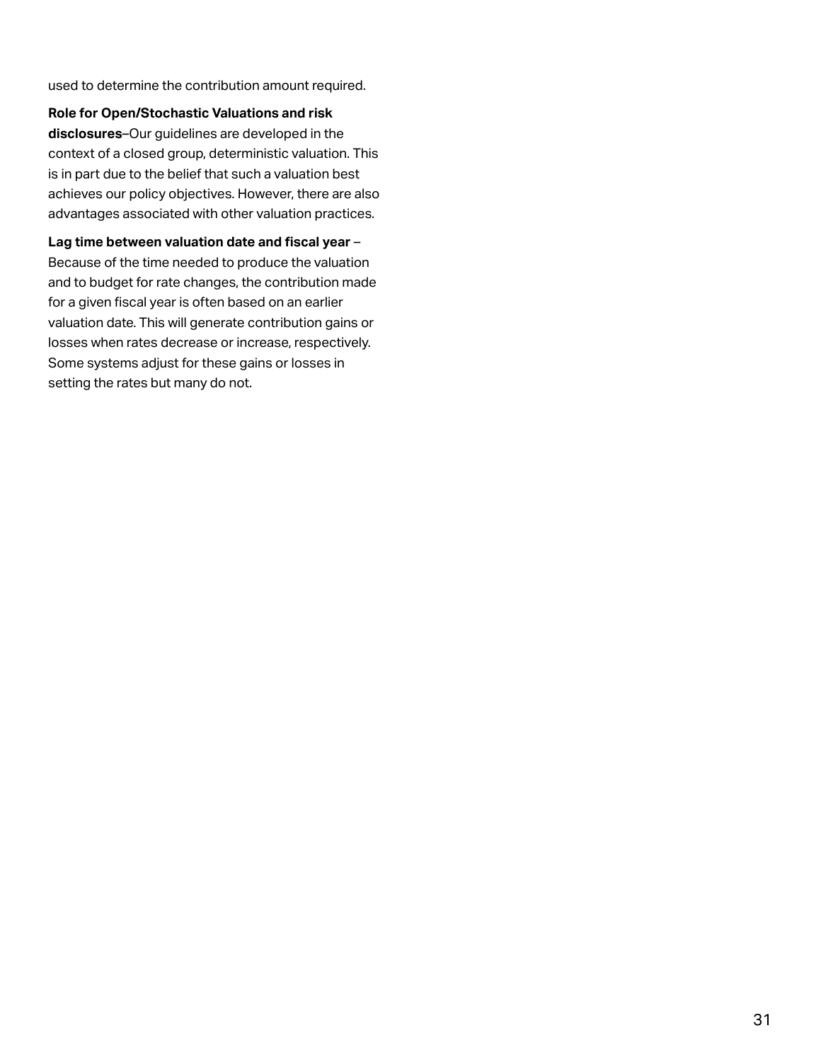used to determine the contribution amount required.

**Role for Open/Stochastic Valuations and risk disclosures**–Our guidelines are developed in the context of a closed group, deterministic valuation. This is in part due to the belief that such a valuation best achieves our policy objectives. However, there are also advantages associated with other valuation practices.

**Lag time between valuation date and fiscal year** – Because of the time needed to produce the valuation and to budget for rate changes, the contribution made for a given fiscal year is often based on an earlier valuation date. This will generate contribution gains or losses when rates decrease or increase, respectively. Some systems adjust for these gains or losses in setting the rates but many do not.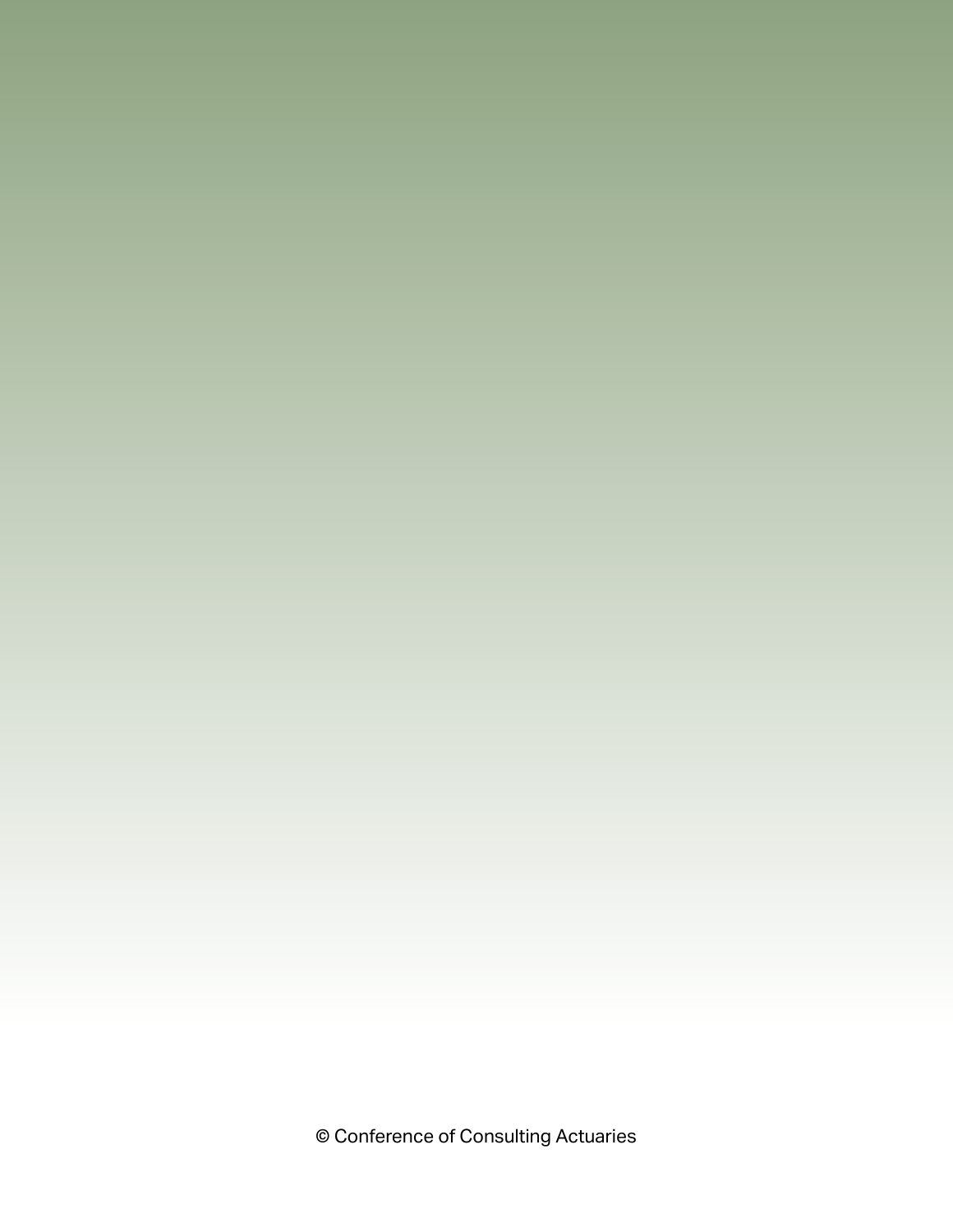© Conference of Consulting Actuaries